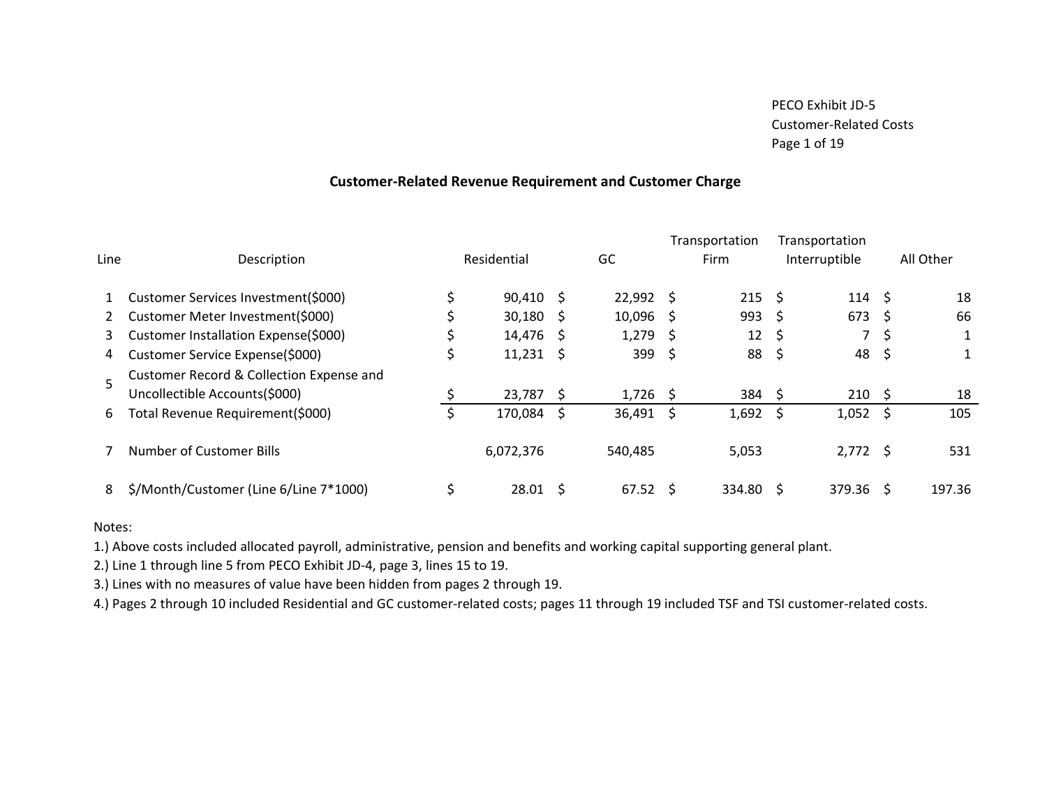PECO Exhibit JD-5
Customer-Related Costs

## Customer-Related Revenue Requirement and Customer Charge

| Line | Description | Residential | GC | Transportation Firm | Transportation Interruptible | All Other |
|---|---|---|---|---|---|---|
| 1 | Customer Services Investment($000) | $ 90,410 | $ 22,992 | $ 215 | $ 114 | $ 18 |
| 2 | Customer Meter Investment($000) | $ 30,180 | $ 10,096 | $ 993 | $ 673 | $ 66 |
| 3 | Customer Installation Expense($000) | $ 14,476 | $ 1,279 | $ 12 | $ 7 | $ 1 |
| 4 | Customer Service Expense($000) | $ 11,231 | $ 399 | $ 88 | $ 48 | $ 1 |
| 5 | Customer Record & Collection Expense and Uncollectible Accounts($000) | $ 23,787 | $ 1,726 | $ 384 | $ 210 | $ 18 |
| 6 | Total Revenue Requirement($000) | $ 170,084 | $ 36,491 | $ 1,692 | $ 1,052 | $ 105 |
| 7 | Number of Customer Bills | 6,072,376 | 540,485 | 5,053 | 2,772 | $ 531 |
| 8 | $/Month/Customer (Line 6/Line 7*1000) | $ 28.01 | $ 67.52 | $ 334.80 | $ 379.36 | $ 197.36 |

Notes:

1.) Above costs included allocated payroll, administrative, pension and benefits and working capital supporting general plant.

2.) Line 1 through line 5 from PECO Exhibit JD-4, page 3, lines 15 to 19.

3.) Lines with no measures of value have been hidden from pages 2 through 19.

4.) Pages 2 through 10 included Residential and GC customer-related costs; pages 11 through 19 included TSF and TSI customer-related costs.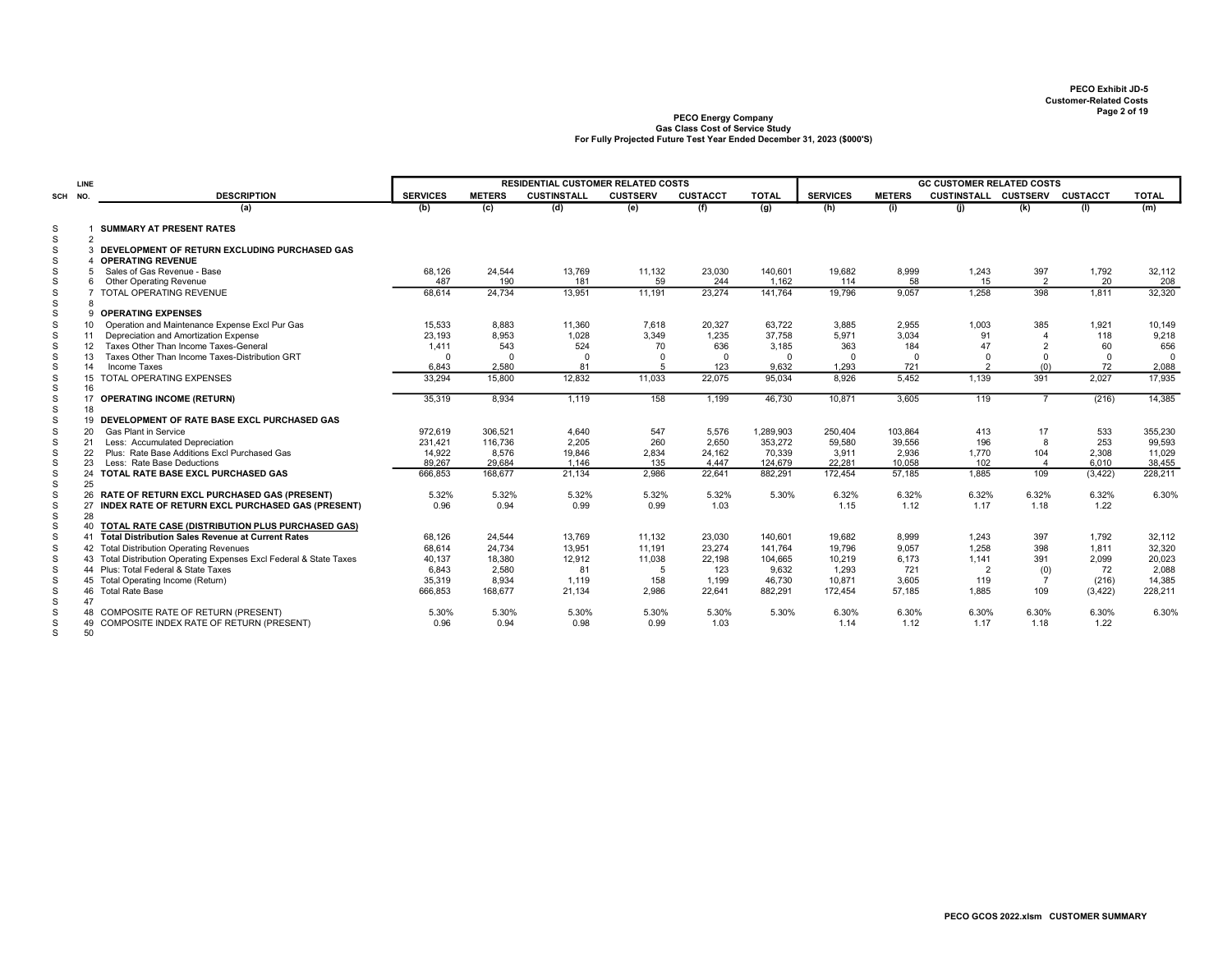PECO Exhibit JD-5
Customer-Related Costs

PECO Energy Company
Gas Class Cost of Service Study
For Fully Projected Future Test Year Ended December 31, 2023 ($000'S)

| SCH | LINE NO. | DESCRIPTION | RESIDENTIAL CUSTOMER RELATED COSTS | | | | | | GC CUSTOMER RELATED COSTS | | | | | |
|---|---|---|---|---|---|---|---|---|---|---|---|---|---|---|
| | | | SERVICES | METERS | CUSTINSTALL | CUSTSERV | CUSTACCT | TOTAL | SERVICES | METERS | CUSTINSTALL | CUSTSERV | CUSTACCT | TOTAL |
| | | (a) | (b) | (c) | (d) | (e) | (f) | (g) | (h) | (i) | (j) | (k) | (l) | (m) |
| S | 1 | **SUMMARY AT PRESENT RATES** | | | | | | | | | | | | |
| S | 2 | | | | | | | | | | | | | |
| S | 3 | **DEVELOPMENT OF RETURN EXCLUDING PURCHASED GAS** | | | | | | | | | | | | |
| S | 4 | **OPERATING REVENUE** | | | | | | | | | | | | |
| S | 5 | Sales of Gas Revenue - Base | 68,126 | 24,544 | 13,769 | 11,132 | 23,030 | 140,601 | 19,682 | 8,999 | 1,243 | 397 | 1,792 | 32,112 |
| S | 6 | Other Operating Revenue | 487 | 190 | 181 | 59 | 244 | 1,162 | 114 | 58 | 15 | 2 | 20 | 208 |
| S | 7 | TOTAL OPERATING REVENUE | 68,614 | 24,734 | 13,951 | 11,191 | 23,274 | 141,764 | 19,796 | 9,057 | 1,258 | 398 | 1,811 | 32,320 |
| S | 8 | | | | | | | | | | | | | |
| S | 9 | **OPERATING EXPENSES** | | | | | | | | | | | | |
| S | 10 | Operation and Maintenance Expense Excl Pur Gas | 15,533 | 8,883 | 11,360 | 7,618 | 20,327 | 63,722 | 3,885 | 2,955 | 1,003 | 385 | 1,921 | 10,149 |
| S | 11 | Depreciation and Amortization Expense | 23,193 | 8,953 | 1,028 | 3,349 | 1,235 | 37,758 | 5,971 | 3,034 | 91 | 4 | 118 | 9,218 |
| S | 12 | Taxes Other Than Income Taxes-General | 1,411 | 543 | 524 | 70 | 636 | 3,185 | 363 | 184 | 47 | 2 | 60 | 656 |
| S | 13 | Taxes Other Than Income Taxes-Distribution GRT | 0 | 0 | 0 | 0 | 0 | 0 | 0 | 0 | 0 | 0 | 0 | 0 |
| S | 14 | Income Taxes | 6,843 | 2,580 | 81 | 5 | 123 | 9,632 | 1,293 | 721 | 2 | (0) | 72 | 2,088 |
| S | 15 | TOTAL OPERATING EXPENSES | 33,294 | 15,800 | 12,832 | 11,033 | 22,075 | 95,034 | 8,926 | 5,452 | 1,139 | 391 | 2,027 | 17,935 |
| S | 16 | | | | | | | | | | | | | |
| S | 17 | **OPERATING INCOME (RETURN)** | 35,319 | 8,934 | 1,119 | 158 | 1,199 | 46,730 | 10,871 | 3,605 | 119 | 7 | (216) | 14,385 |
| S | 18 | | | | | | | | | | | | | |
| S | 19 | **DEVELOPMENT OF RATE BASE EXCL PURCHASED GAS** | | | | | | | | | | | | |
| S | 20 | Gas Plant in Service | 972,619 | 306,521 | 4,640 | 547 | 5,576 | 1,289,903 | 250,404 | 103,864 | 413 | 17 | 533 | 355,230 |
| S | 21 | Less: Accumulated Depreciation | 231,421 | 116,736 | 2,205 | 260 | 2,650 | 353,272 | 59,580 | 39,556 | 196 | 8 | 253 | 99,593 |
| S | 22 | Plus: Rate Base Additions Excl Purchased Gas | 14,922 | 8,576 | 19,846 | 2,834 | 24,162 | 70,339 | 3,911 | 2,936 | 1,770 | 104 | 2,308 | 11,029 |
| S | 23 | Less: Rate Base Deductions | 89,267 | 29,684 | 1,146 | 135 | 4,447 | 124,679 | 22,281 | 10,058 | 102 | 4 | 6,010 | 38,455 |
| S | 24 | **TOTAL RATE BASE EXCL PURCHASED GAS** | 666,853 | 168,677 | 21,134 | 2,986 | 22,641 | 882,291 | 172,454 | 57,185 | 1,885 | 109 | (3,422) | 228,211 |
| S | 25 | | | | | | | | | | | | | |
| S | 26 | **RATE OF RETURN EXCL PURCHASED GAS (PRESENT)** | 5.32% | 5.32% | 5.32% | 5.32% | 5.32% | 5.30% | 6.32% | 6.32% | 6.32% | 6.32% | 6.32% | 6.30% |
| S | 27 | **INDEX RATE OF RETURN EXCL PURCHASED GAS (PRESENT)** | 0.96 | 0.94 | 0.99 | 0.99 | 1.03 | | 1.15 | 1.12 | 1.17 | 1.18 | 1.22 | |
| S | 28 | | | | | | | | | | | | | |
| S | 40 | **TOTAL RATE CASE (DISTRIBUTION PLUS PURCHASED GAS)** | | | | | | | | | | | | |
| S | 41 | **Total Distribution Sales Revenue at Current Rates** | 68,126 | 24,544 | 13,769 | 11,132 | 23,030 | 140,601 | 19,682 | 8,999 | 1,243 | 397 | 1,792 | 32,112 |
| S | 42 | Total Distribution Operating Revenues | 68,614 | 24,734 | 13,951 | 11,191 | 23,274 | 141,764 | 19,796 | 9,057 | 1,258 | 398 | 1,811 | 32,320 |
| S | 43 | Total Distribution Operating Expenses Excl Federal & State Taxes | 40,137 | 18,380 | 12,912 | 11,038 | 22,198 | 104,665 | 10,219 | 6,173 | 1,141 | 391 | 2,099 | 20,023 |
| S | 44 | Plus: Total Federal & State Taxes | 6,843 | 2,580 | 81 | 5 | 123 | 9,632 | 1,293 | 721 | 2 | (0) | 72 | 2,088 |
| S | 45 | Total Operating Income (Return) | 35,319 | 8,934 | 1,119 | 158 | 1,199 | 46,730 | 10,871 | 3,605 | 119 | 7 | (216) | 14,385 |
| S | 46 | Total Rate Base | 666,853 | 168,677 | 21,134 | 2,986 | 22,641 | 882,291 | 172,454 | 57,185 | 1,885 | 109 | (3,422) | 228,211 |
| S | 47 | | | | | | | | | | | | | |
| S | 48 | COMPOSITE RATE OF RETURN (PRESENT) | 5.30% | 5.30% | 5.30% | 5.30% | 5.30% | 5.30% | 6.30% | 6.30% | 6.30% | 6.30% | 6.30% | 6.30% |
| S | 49 | COMPOSITE INDEX RATE OF RETURN (PRESENT) | 0.96 | 0.94 | 0.98 | 0.99 | 1.03 | | 1.14 | 1.12 | 1.17 | 1.18 | 1.22 | |
| S | 50 | | | | | | | | | | | | | |

PECO GCOS 2022.xlsm CUSTOMER SUMMARY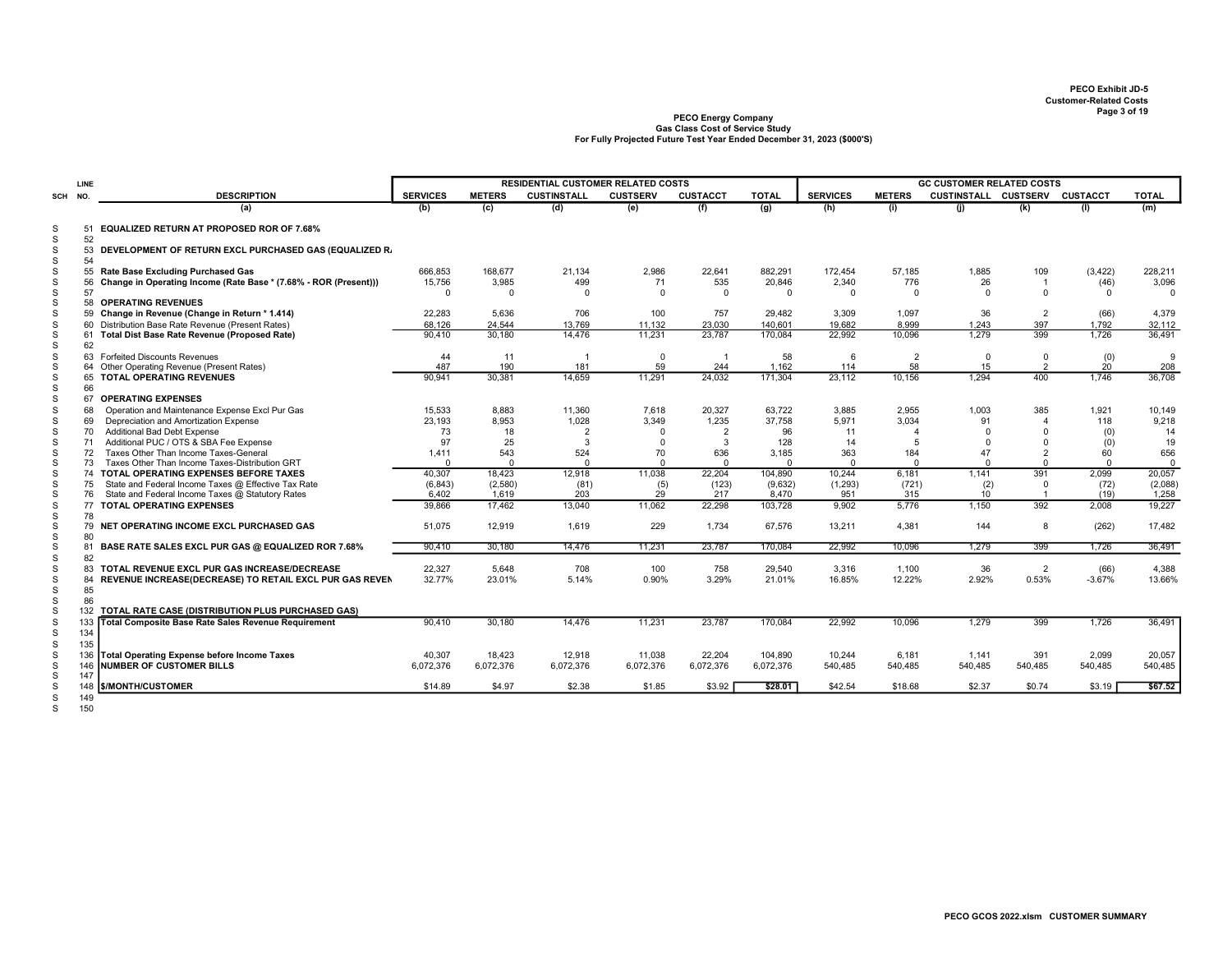PECO Exhibit JD-5
Customer-Related Costs

**PECO Energy Company**
**Gas Class Cost of Service Study**
**For Fully Projected Future Test Year Ended December 31, 2023 ($000'S)**

| SCH | LINE NO. | DESCRIPTION | RESIDENTIAL CUSTOMER RELATED COSTS | | | | | | GC CUSTOMER RELATED COSTS | | | | | |
|---|---|---|---|---|---|---|---|---|---|---|---|---|---|---|
| | | | SERVICES | METERS | CUSTINSTALL | CUSTSERV | CUSTACCT | TOTAL | SERVICES | METERS | CUSTINSTALL | CUSTSERV | CUSTACCT | TOTAL |
| | | (a) | (b) | (c) | (d) | (e) | (f) | (g) | (h) | (i) | (j) | (k) | (l) | (m) |
| S | 51 | **EQUALIZED RETURN AT PROPOSED ROR OF 7.68%** | | | | | | | | | | | | |
| S | 52 | | | | | | | | | | | | | |
| S | 53 | **DEVELOPMENT OF RETURN EXCL PURCHASED GAS (EQUALIZED R.** | | | | | | | | | | | | |
| S | 54 | | | | | | | | | | | | | |
| S | 55 | **Rate Base Excluding Purchased Gas** | 666,853 | 168,677 | 21,134 | 2,986 | 22,641 | 882,291 | 172,454 | 57,185 | 1,885 | 109 | (3,422) | 228,211 |
| S | 56 | **Change in Operating Income (Rate Base * (7.68% - ROR (Present)))** | 15,756 | 3,985 | 499 | 71 | 535 | 20,846 | 2,340 | 776 | 26 | 1 | (46) | 3,096 |
| S | 57 | | 0 | 0 | 0 | 0 | 0 | 0 | 0 | 0 | 0 | 0 | 0 | 0 |
| S | 58 | **OPERATING REVENUES** | | | | | | | | | | | | |
| S | 59 | **Change in Revenue (Change in Return * 1.414)** | 22,283 | 5,636 | 706 | 100 | 757 | 29,482 | 3,309 | 1,097 | 36 | 2 | (66) | 4,379 |
| S | 60 | Distribution Base Rate Revenue (Present Rates) | 68,126 | 24,544 | 13,769 | 11,132 | 23,030 | 140,601 | 19,682 | 8,999 | 1,243 | 397 | 1,792 | 32,112 |
| S | 61 | **Total Dist Base Rate Revenue (Proposed Rate)** | 90,410 | 30,180 | 14,476 | 11,231 | 23,787 | 170,084 | 22,992 | 10,096 | 1,279 | 399 | 1,726 | 36,491 |
| S | 62 | | | | | | | | | | | | | |
| S | 63 | Forfeited Discounts Revenues | 44 | 11 | 1 | 0 | 1 | 58 | 6 | 2 | 0 | 0 | (0) | 9 |
| S | 64 | Other Operating Revenue (Present Rates) | 487 | 190 | 181 | 59 | 244 | 1,162 | 114 | 58 | 15 | 2 | 20 | 208 |
| S | 65 | **TOTAL OPERATING REVENUES** | 90,941 | 30,381 | 14,659 | 11,291 | 24,032 | 171,304 | 23,112 | 10,156 | 1,294 | 400 | 1,746 | 36,708 |
| S | 66 | | | | | | | | | | | | | |
| S | 67 | **OPERATING EXPENSES** | | | | | | | | | | | | |
| S | 68 | Operation and Maintenance Expense Excl Pur Gas | 15,533 | 8,883 | 11,360 | 7,618 | 20,327 | 63,722 | 3,885 | 2,955 | 1,003 | 385 | 1,921 | 10,149 |
| S | 69 | Depreciation and Amortization Expense | 23,193 | 8,953 | 1,028 | 3,349 | 1,235 | 37,758 | 5,971 | 3,034 | 91 | 4 | 118 | 9,218 |
| S | 70 | Additional Bad Debt Expense | 73 | 18 | 2 | 0 | 2 | 96 | 11 | 4 | 0 | 0 | (0) | 14 |
| S | 71 | Additional PUC / OTS & SBA Fee Expense | 97 | 25 | 3 | 0 | 3 | 128 | 14 | 5 | 0 | 0 | (0) | 19 |
| S | 72 | Taxes Other Than Income Taxes-General | 1,411 | 543 | 524 | 70 | 636 | 3,185 | 363 | 184 | 47 | 2 | 60 | 656 |
| S | 73 | Taxes Other Than Income Taxes-Distribution GRT | 0 | 0 | 0 | 0 | 0 | 0 | 0 | 0 | 0 | 0 | 0 | 0 |
| S | 74 | **TOTAL OPERATING EXPENSES BEFORE TAXES** | 40,307 | 18,423 | 12,918 | 11,038 | 22,204 | 104,890 | 10,244 | 6,181 | 1,141 | 391 | 2,099 | 20,057 |
| S | 75 | State and Federal Income Taxes @ Effective Tax Rate | (6,843) | (2,580) | (81) | (5) | (123) | (9,632) | (1,293) | (721) | (2) | 0 | (72) | (2,088) |
| S | 76 | State and Federal Income Taxes @ Statutory Rates | 6,402 | 1,619 | 203 | 29 | 217 | 8,470 | 951 | 315 | 10 | 1 | (19) | 1,258 |
| S | 77 | **TOTAL OPERATING EXPENSES** | 39,866 | 17,462 | 13,040 | 11,062 | 22,298 | 103,728 | 9,902 | 5,776 | 1,150 | 392 | 2,008 | 19,227 |
| S | 78 | | | | | | | | | | | | | |
| S | 79 | **NET OPERATING INCOME EXCL PURCHASED GAS** | 51,075 | 12,919 | 1,619 | 229 | 1,734 | 67,576 | 13,211 | 4,381 | 144 | 8 | (262) | 17,482 |
| S | 80 | | | | | | | | | | | | | |
| S | 81 | **BASE RATE SALES EXCL PUR GAS @ EQUALIZED ROR 7.68%** | 90,410 | 30,180 | 14,476 | 11,231 | 23,787 | 170,084 | 22,992 | 10,096 | 1,279 | 399 | 1,726 | 36,491 |
| S | 82 | | | | | | | | | | | | | |
| S | 83 | **TOTAL REVENUE EXCL PUR GAS INCREASE/DECREASE** | 22,327 | 5,648 | 708 | 100 | 758 | 29,540 | 3,316 | 1,100 | 36 | 2 | (66) | 4,388 |
| S | 84 | **REVENUE INCREASE(DECREASE) TO RETAIL EXCL PUR GAS REVEN** | 32.77% | 23.01% | 5.14% | 0.90% | 3.29% | 21.01% | 16.85% | 12.22% | 2.92% | 0.53% | -3.67% | 13.66% |
| S | 85 | | | | | | | | | | | | | |
| S | 86 | | | | | | | | | | | | | |
| S | 132 | **TOTAL RATE CASE (DISTRIBUTION PLUS PURCHASED GAS)** | | | | | | | | | | | | |
| S | 133 | **Total Composite Base Rate Sales Revenue Requirement** | 90,410 | 30,180 | 14,476 | 11,231 | 23,787 | 170,084 | 22,992 | 10,096 | 1,279 | 399 | 1,726 | 36,491 |
| S | 134 | | | | | | | | | | | | | |
| S | 135 | | | | | | | | | | | | | |
| S | 136 | **Total Operating Expense before Income Taxes** | 40,307 | 18,423 | 12,918 | 11,038 | 22,204 | 104,890 | 10,244 | 6,181 | 1,141 | 391 | 2,099 | 20,057 |
| S | 146 | **NUMBER OF CUSTOMER BILLS** | 6,072,376 | 6,072,376 | 6,072,376 | 6,072,376 | 6,072,376 | 6,072,376 | 540,485 | 540,485 | 540,485 | 540,485 | 540,485 | 540,485 |
| S | 147 | | | | | | | | | | | | | |
| S | 148 | **$/MONTH/CUSTOMER** | $14.89 | $4.97 | $2.38 | $1.85 | $3.92 | $28.01 | $42.54 | $18.68 | $2.37 | $0.74 | $3.19 | $67.52 |
| S | 149 | | | | | | | | | | | | | |
| S | 150 | | | | | | | | | | | | | |

PECO GCOS 2022.xlsm CUSTOMER SUMMARY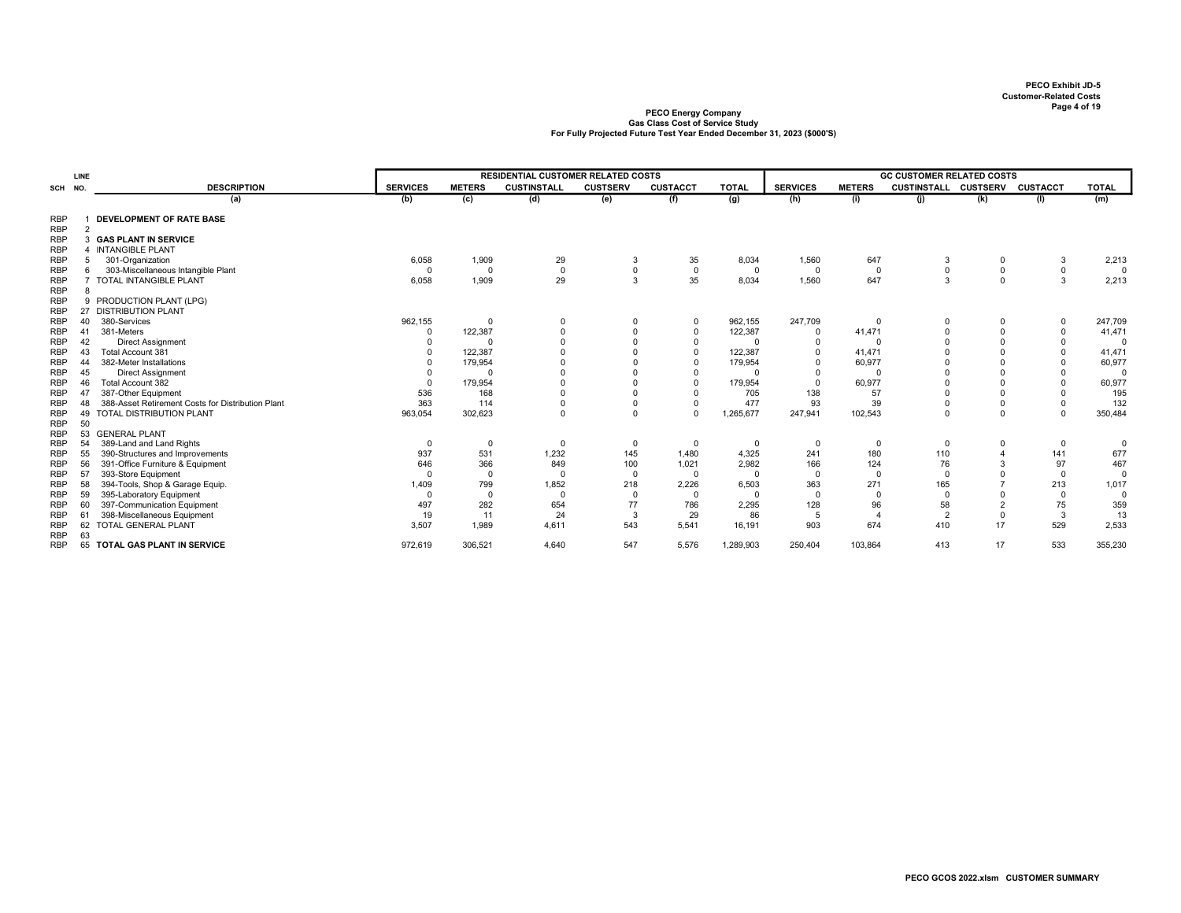PECO Exhibit JD-5
Customer-Related Costs

**PECO Energy Company**
**Gas Class Cost of Service Study**
**For Fully Projected Future Test Year Ended December 31, 2023 ($000'S)**

| SCH | LINE NO. | DESCRIPTION | RESIDENTIAL CUSTOMER RELATED COSTS | | | | | | GC CUSTOMER RELATED COSTS | | | | | |
|---|---|---|---|---|---|---|---|---|---|---|---|---|---|---|
| | | | SERVICES | METERS | CUSTINSTALL | CUSTSERV | CUSTACCT | TOTAL | SERVICES | METERS | CUSTINSTALL | CUSTSERV | CUSTACCT | TOTAL |
| | | (a) | (b) | (c) | (d) | (e) | (f) | (g) | (h) | (i) | (j) | (k) | (l) | (m) |
| RBP | 1 | **DEVELOPMENT OF RATE BASE** | | | | | | | | | | | | |
| RBP | 2 | | | | | | | | | | | | | |
| RBP | 3 | **GAS PLANT IN SERVICE** | | | | | | | | | | | | |
| RBP | 4 | INTANGIBLE PLANT | | | | | | | | | | | | |
| RBP | 5 | 301-Organization | 6,058 | 1,909 | 29 | 3 | 35 | 8,034 | 1,560 | 647 | 3 | 0 | 3 | 2,213 |
| RBP | 6 | 303-Miscellaneous Intangible Plant | 0 | 0 | 0 | 0 | 0 | 0 | 0 | 0 | 0 | 0 | 0 | 0 |
| RBP | 7 | TOTAL INTANGIBLE PLANT | 6,058 | 1,909 | 29 | 3 | 35 | 8,034 | 1,560 | 647 | 3 | 0 | 3 | 2,213 |
| RBP | 8 | | | | | | | | | | | | | |
| RBP | 9 | PRODUCTION PLANT (LPG) | | | | | | | | | | | | |
| RBP | 27 | DISTRIBUTION PLANT | | | | | | | | | | | | |
| RBP | 40 | 380-Services | 962,155 | 0 | 0 | 0 | 0 | 962,155 | 247,709 | 0 | 0 | 0 | 0 | 247,709 |
| RBP | 41 | 381-Meters | 0 | 122,387 | 0 | 0 | 0 | 122,387 | 0 | 41,471 | 0 | 0 | 0 | 41,471 |
| RBP | 42 | Direct Assignment | 0 | 0 | 0 | 0 | 0 | 0 | 0 | 0 | 0 | 0 | 0 | 0 |
| RBP | 43 | Total Account 381 | 0 | 122,387 | 0 | 0 | 0 | 122,387 | 0 | 41,471 | 0 | 0 | 0 | 41,471 |
| RBP | 44 | 382-Meter Installations | 0 | 179,954 | 0 | 0 | 0 | 179,954 | 0 | 60,977 | 0 | 0 | 0 | 60,977 |
| RBP | 45 | Direct Assignment | 0 | 0 | 0 | 0 | 0 | 0 | 0 | 0 | 0 | 0 | 0 | 0 |
| RBP | 46 | Total Account 382 | 0 | 179,954 | 0 | 0 | 0 | 179,954 | 0 | 60,977 | 0 | 0 | 0 | 60,977 |
| RBP | 47 | 387-Other Equipment | 536 | 168 | 0 | 0 | 0 | 705 | 138 | 57 | 0 | 0 | 0 | 195 |
| RBP | 48 | 388-Asset Retirement Costs for Distribution Plant | 363 | 114 | 0 | 0 | 0 | 477 | 93 | 39 | 0 | 0 | 0 | 132 |
| RBP | 49 | TOTAL DISTRIBUTION PLANT | 963,054 | 302,623 | 0 | 0 | 0 | 1,265,677 | 247,941 | 102,543 | 0 | 0 | 0 | 350,484 |
| RBP | 50 | | | | | | | | | | | | | |
| RBP | 53 | GENERAL PLANT | | | | | | | | | | | | |
| RBP | 54 | 389-Land and Land Rights | 0 | 0 | 0 | 0 | 0 | 0 | 0 | 0 | 0 | 0 | 0 | 0 |
| RBP | 55 | 390-Structures and Improvements | 937 | 531 | 1,232 | 145 | 1,480 | 4,325 | 241 | 180 | 110 | 4 | 141 | 677 |
| RBP | 56 | 391-Office Furniture & Equipment | 646 | 366 | 849 | 100 | 1,021 | 2,982 | 166 | 124 | 76 | 3 | 97 | 467 |
| RBP | 57 | 393-Store Equipment | 0 | 0 | 0 | 0 | 0 | 0 | 0 | 0 | 0 | 0 | 0 | 0 |
| RBP | 58 | 394-Tools, Shop & Garage Equip. | 1,409 | 799 | 1,852 | 218 | 2,226 | 6,503 | 363 | 271 | 165 | 7 | 213 | 1,017 |
| RBP | 59 | 395-Laboratory Equipment | 0 | 0 | 0 | 0 | 0 | 0 | 0 | 0 | 0 | 0 | 0 | 0 |
| RBP | 60 | 397-Communication Equipment | 497 | 282 | 654 | 77 | 786 | 2,295 | 128 | 96 | 58 | 2 | 75 | 359 |
| RBP | 61 | 398-Miscellaneous Equipment | 19 | 11 | 24 | 3 | 29 | 86 | 5 | 4 | 2 | 0 | 3 | 13 |
| RBP | 62 | TOTAL GENERAL PLANT | 3,507 | 1,989 | 4,611 | 543 | 5,541 | 16,191 | 903 | 674 | 410 | 17 | 529 | 2,533 |
| RBP | 63 | | | | | | | | | | | | | |
| RBP | 65 | **TOTAL GAS PLANT IN SERVICE** | 972,619 | 306,521 | 4,640 | 547 | 5,576 | 1,289,903 | 250,404 | 103,864 | 413 | 17 | 533 | 355,230 |

PECO GCOS 2022.xlsm CUSTOMER SUMMARY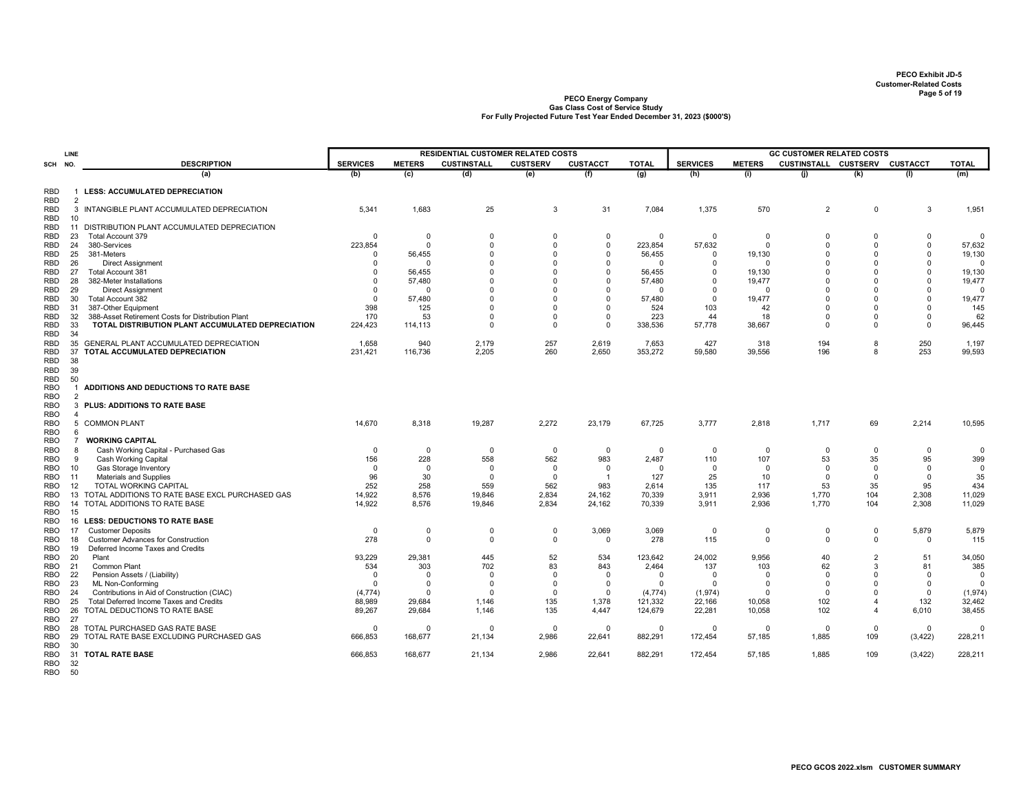PECO Exhibit JD-5
Customer-Related Costs

**PECO Energy Company**
**Gas Class Cost of Service Study**
**For Fully Projected Future Test Year Ended December 31, 2023 ($000'S)**

| SCH | LINE NO. | DESCRIPTION | RESIDENTIAL CUSTOMER RELATED COSTS | | | | | | GC CUSTOMER RELATED COSTS | | | | | |
|---|---|---|---|---|---|---|---|---|---|---|---|---|---|---|
| | | | SERVICES | METERS | CUSTINSTALL | CUSTSERV | CUSTACCT | TOTAL | SERVICES | METERS | CUSTINSTALL | CUSTSERV | CUSTACCT | TOTAL |
| | | (a) | (b) | (c) | (d) | (e) | (f) | (g) | (h) | (i) | (j) | (k) | (l) | (m) |
| RBD | 1 | **LESS: ACCUMULATED DEPRECIATION** | | | | | | | | | | | | |
| RBD | 2 | | | | | | | | | | | | | |
| RBD | 3 | INTANGIBLE PLANT ACCUMULATED DEPRECIATION | 5,341 | 1,683 | 25 | 3 | 31 | 7,084 | 1,375 | 570 | 2 | 0 | 3 | 1,951 |
| RBD | 10 | | | | | | | | | | | | | |
| RBD | 11 | DISTRIBUTION PLANT ACCUMULATED DEPRECIATION | | | | | | | | | | | | |
| RBD | 23 | Total Account 379 | 0 | 0 | 0 | 0 | 0 | 0 | 0 | 0 | 0 | 0 | 0 | 0 |
| RBD | 24 | 380-Services | 223,854 | 0 | 0 | 0 | 0 | 223,854 | 57,632 | 0 | 0 | 0 | 0 | 57,632 |
| RBD | 25 | 381-Meters | 0 | 56,455 | 0 | 0 | 0 | 56,455 | 0 | 19,130 | 0 | 0 | 0 | 19,130 |
| RBD | 26 | Direct Assignment | 0 | 0 | 0 | 0 | 0 | 0 | 0 | 0 | 0 | 0 | 0 | 0 |
| RBD | 27 | Total Account 381 | 0 | 56,455 | 0 | 0 | 0 | 56,455 | 0 | 19,130 | 0 | 0 | 0 | 19,130 |
| RBD | 28 | 382-Meter Installations | 0 | 57,480 | 0 | 0 | 0 | 57,480 | 0 | 19,477 | 0 | 0 | 0 | 19,477 |
| RBD | 29 | Direct Assignment | 0 | 0 | 0 | 0 | 0 | 0 | 0 | 0 | 0 | 0 | 0 | 0 |
| RBD | 30 | Total Account 382 | 0 | 57,480 | 0 | 0 | 0 | 57,480 | 0 | 19,477 | 0 | 0 | 0 | 19,477 |
| RBD | 31 | 387-Other Equipment | 398 | 125 | 0 | 0 | 0 | 524 | 103 | 42 | 0 | 0 | 0 | 145 |
| RBD | 32 | 388-Asset Retirement Costs for Distribution Plant | 170 | 53 | 0 | 0 | 0 | 223 | 44 | 18 | 0 | 0 | 0 | 62 |
| RBD | 33 | **TOTAL DISTRIBUTION PLANT ACCUMULATED DEPRECIATION** | 224,423 | 114,113 | 0 | 0 | 0 | 338,536 | 57,778 | 38,667 | 0 | 0 | 0 | 96,445 |
| RBD | 34 | | | | | | | | | | | | | |
| RBD | 35 | GENERAL PLANT ACCUMULATED DEPRECIATION | 1,658 | 940 | 2,179 | 257 | 2,619 | 7,653 | 427 | 318 | 194 | 8 | 250 | 1,197 |
| RBD | 37 | **TOTAL ACCUMULATED DEPRECIATION** | 231,421 | 116,736 | 2,205 | 260 | 2,650 | 353,272 | 59,580 | 39,556 | 196 | 8 | 253 | 99,593 |
| RBD | 38 | | | | | | | | | | | | | |
| RBD | 39 | | | | | | | | | | | | | |
| RBD | 50 | | | | | | | | | | | | | |
| RBO | 1 | **ADDITIONS AND DEDUCTIONS TO RATE BASE** | | | | | | | | | | | | |
| RBO | 2 | | | | | | | | | | | | | |
| RBO | 3 | **PLUS: ADDITIONS TO RATE BASE** | | | | | | | | | | | | |
| RBO | 4 | | | | | | | | | | | | | |
| RBO | 5 | COMMON PLANT | 14,670 | 8,318 | 19,287 | 2,272 | 23,179 | 67,725 | 3,777 | 2,818 | 1,717 | 69 | 2,214 | 10,595 |
| RBO | 6 | | | | | | | | | | | | | |
| RBO | 7 | **WORKING CAPITAL** | | | | | | | | | | | | |
| RBO | 8 | Cash Working Capital - Purchased Gas | 0 | 0 | 0 | 0 | 0 | 0 | 0 | 0 | 0 | 0 | 0 | 0 |
| RBO | 9 | Cash Working Capital | 156 | 228 | 558 | 562 | 983 | 2,487 | 110 | 107 | 53 | 35 | 95 | 399 |
| RBO | 10 | Gas Storage Inventory | 0 | 0 | 0 | 0 | 0 | 0 | 0 | 0 | 0 | 0 | 0 | 0 |
| RBO | 11 | Materials and Supplies | 96 | 30 | 0 | 0 | 1 | 127 | 25 | 10 | 0 | 0 | 0 | 35 |
| RBO | 12 | TOTAL WORKING CAPITAL | 252 | 258 | 559 | 562 | 983 | 2,614 | 135 | 117 | 53 | 35 | 95 | 434 |
| RBO | 13 | TOTAL ADDITIONS TO RATE BASE EXCL PURCHASED GAS | 14,922 | 8,576 | 19,846 | 2,834 | 24,162 | 70,339 | 3,911 | 2,936 | 1,770 | 104 | 2,308 | 11,029 |
| RBO | 14 | TOTAL ADDITIONS TO RATE BASE | 14,922 | 8,576 | 19,846 | 2,834 | 24,162 | 70,339 | 3,911 | 2,936 | 1,770 | 104 | 2,308 | 11,029 |
| RBO | 15 | | | | | | | | | | | | | |
| RBO | 16 | **LESS: DEDUCTIONS TO RATE BASE** | | | | | | | | | | | | |
| RBO | 17 | Customer Deposits | 0 | 0 | 0 | 0 | 3,069 | 3,069 | 0 | 0 | 0 | 0 | 5,879 | 5,879 |
| RBO | 18 | Customer Advances for Construction | 278 | 0 | 0 | 0 | 0 | 278 | 115 | 0 | 0 | 0 | 0 | 115 |
| RBO | 19 | Deferred Income Taxes and Credits | | | | | | | | | | | | |
| RBO | 20 | Plant | 93,229 | 29,381 | 445 | 52 | 534 | 123,642 | 24,002 | 9,956 | 40 | 2 | 51 | 34,050 |
| RBO | 21 | Common Plant | 534 | 303 | 702 | 83 | 843 | 2,464 | 137 | 103 | 62 | 3 | 81 | 385 |
| RBO | 22 | Pension Assets / (Liability) | 0 | 0 | 0 | 0 | 0 | 0 | 0 | 0 | 0 | 0 | 0 | 0 |
| RBO | 23 | ML Non-Conforming | 0 | 0 | 0 | 0 | 0 | 0 | 0 | 0 | 0 | 0 | 0 | 0 |
| RBO | 24 | Contributions in Aid of Construction (CIAC) | (4,774) | 0 | 0 | 0 | 0 | (4,774) | (1,974) | 0 | 0 | 0 | 0 | (1,974) |
| RBO | 25 | Total Deferred Income Taxes and Credits | 88,989 | 29,684 | 1,146 | 135 | 1,378 | 121,332 | 22,166 | 10,058 | 102 | 4 | 132 | 32,462 |
| RBO | 26 | TOTAL DEDUCTIONS TO RATE BASE | 89,267 | 29,684 | 1,146 | 135 | 4,447 | 124,679 | 22,281 | 10,058 | 102 | 4 | 6,010 | 38,455 |
| RBO | 27 | | | | | | | | | | | | | |
| RBO | 28 | TOTAL PURCHASED GAS RATE BASE | 0 | 0 | 0 | 0 | 0 | 0 | 0 | 0 | 0 | 0 | 0 | 0 |
| RBO | 29 | TOTAL RATE BASE EXCLUDING PURCHASED GAS | 666,853 | 168,677 | 21,134 | 2,986 | 22,641 | 882,291 | 172,454 | 57,185 | 1,885 | 109 | (3,422) | 228,211 |
| RBO | 30 | | | | | | | | | | | | | |
| RBO | 31 | **TOTAL RATE BASE** | 666,853 | 168,677 | 21,134 | 2,986 | 22,641 | 882,291 | 172,454 | 57,185 | 1,885 | 109 | (3,422) | 228,211 |
| RBO | 32 | | | | | | | | | | | | | |
| RBO | 50 | | | | | | | | | | | | | |

PECO GCOS 2022.xlsm CUSTOMER SUMMARY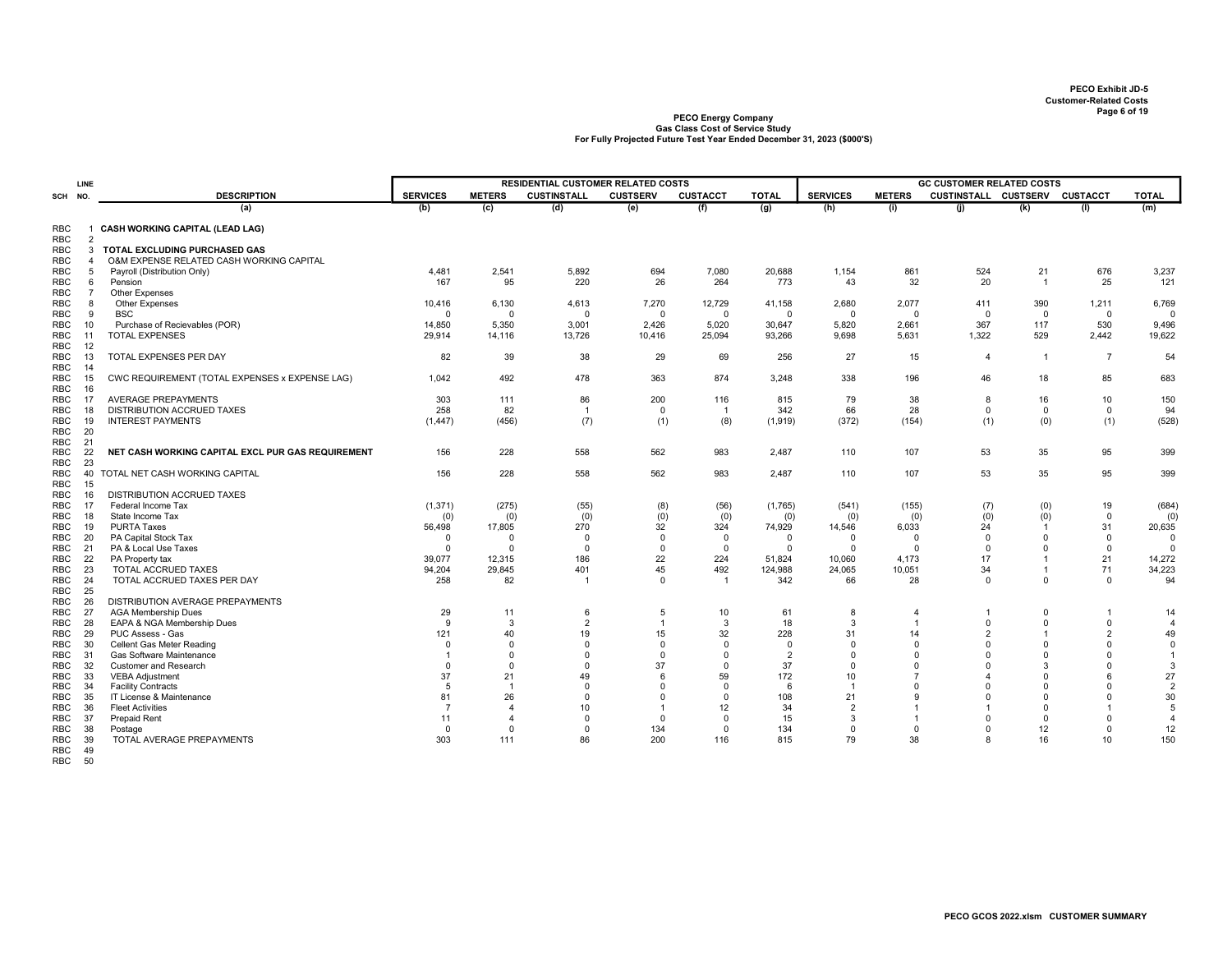PECO Exhibit JD-5
Customer-Related Costs

**PECO Energy Company**
**Gas Class Cost of Service Study**
**For Fully Projected Future Test Year Ended December 31, 2023 ($000'S)**

| | LINE | | RESIDENTIAL CUSTOMER RELATED COSTS | | | | | | GC CUSTOMER RELATED COSTS | | | | | |
|---|---|---|---|---|---|---|---|---|---|---|---|---|---|---|
| SCH | NO. | DESCRIPTION | SERVICES | METERS | CUSTINSTALL | CUSTSERV | CUSTACCT | TOTAL | SERVICES | METERS | CUSTINSTALL | CUSTSERV | CUSTACCT | TOTAL |
| | | (a) | (b) | (c) | (d) | (e) | (f) | (g) | (h) | (i) | (j) | (k) | (l) | (m) |
| RBC | 1 | **CASH WORKING CAPITAL (LEAD LAG)** | | | | | | | | | | | | |
| RBC | 2 | | | | | | | | | | | | | |
| RBC | 3 | **TOTAL EXCLUDING PURCHASED GAS** | | | | | | | | | | | | |
| RBC | 4 | O&M EXPENSE RELATED CASH WORKING CAPITAL | | | | | | | | | | | | |
| RBC | 5 | Payroll (Distribution Only) | 4,481 | 2,541 | 5,892 | 694 | 7,080 | 20,688 | 1,154 | 861 | 524 | 21 | 676 | 3,237 |
| RBC | 6 | Pension | 167 | 95 | 220 | 26 | 264 | 773 | 43 | 32 | 20 | 1 | 25 | 121 |
| RBC | 7 | Other Expenses | | | | | | | | | | | | |
| RBC | 8 | Other Expenses | 10,416 | 6,130 | 4,613 | 7,270 | 12,729 | 41,158 | 2,680 | 2,077 | 411 | 390 | 1,211 | 6,769 |
| RBC | 9 | BSC | 0 | 0 | 0 | 0 | 0 | 0 | 0 | 0 | 0 | 0 | 0 | 0 |
| RBC | 10 | Purchase of Recievables (POR) | 14,850 | 5,350 | 3,001 | 2,426 | 5,020 | 30,647 | 5,820 | 2,661 | 367 | 117 | 530 | 9,496 |
| RBC | 11 | TOTAL EXPENSES | 29,914 | 14,116 | 13,726 | 10,416 | 25,094 | 93,266 | 9,698 | 5,631 | 1,322 | 529 | 2,442 | 19,622 |
| RBC | 12 | | | | | | | | | | | | | |
| RBC | 13 | TOTAL EXPENSES PER DAY | 82 | 39 | 38 | 29 | 69 | 256 | 27 | 15 | 4 | 1 | 7 | 54 |
| RBC | 14 | | | | | | | | | | | | | |
| RBC | 15 | CWC REQUIREMENT (TOTAL EXPENSES x EXPENSE LAG) | 1,042 | 492 | 478 | 363 | 874 | 3,248 | 338 | 196 | 46 | 18 | 85 | 683 |
| RBC | 16 | | | | | | | | | | | | | |
| RBC | 17 | AVERAGE PREPAYMENTS | 303 | 111 | 86 | 200 | 116 | 815 | 79 | 38 | 8 | 16 | 10 | 150 |
| RBC | 18 | DISTRIBUTION ACCRUED TAXES | 258 | 82 | 1 | 0 | 1 | 342 | 66 | 28 | 0 | 0 | 0 | 94 |
| RBC | 19 | INTEREST PAYMENTS | (1,447) | (456) | (7) | (1) | (8) | (1,919) | (372) | (154) | (1) | (0) | (1) | (528) |
| RBC | 20 | | | | | | | | | | | | | |
| RBC | 21 | | | | | | | | | | | | | |
| RBC | 22 | **NET CASH WORKING CAPITAL EXCL PUR GAS REQUIREMENT** | 156 | 228 | 558 | 562 | 983 | 2,487 | 110 | 107 | 53 | 35 | 95 | 399 |
| RBC | 23 | | | | | | | | | | | | | |
| RBC | 40 | TOTAL NET CASH WORKING CAPITAL | 156 | 228 | 558 | 562 | 983 | 2,487 | 110 | 107 | 53 | 35 | 95 | 399 |
| RBC | 15 | | | | | | | | | | | | | |
| RBC | 16 | DISTRIBUTION ACCRUED TAXES | | | | | | | | | | | | |
| RBC | 17 | Federal Income Tax | (1,371) | (275) | (55) | (8) | (56) | (1,765) | (541) | (155) | (7) | (0) | 19 | (684) |
| RBC | 18 | State Income Tax | (0) | (0) | (0) | (0) | (0) | (0) | (0) | (0) | (0) | (0) | 0 | (0) |
| RBC | 19 | PURTA Taxes | 56,498 | 17,805 | 270 | 32 | 324 | 74,929 | 14,546 | 6,033 | 24 | 1 | 31 | 20,635 |
| RBC | 20 | PA Capital Stock Tax | 0 | 0 | 0 | 0 | 0 | 0 | 0 | 0 | 0 | 0 | 0 | 0 |
| RBC | 21 | PA & Local Use Taxes | 0 | 0 | 0 | 0 | 0 | 0 | 0 | 0 | 0 | 0 | 0 | 0 |
| RBC | 22 | PA Property tax | 39,077 | 12,315 | 186 | 22 | 224 | 51,824 | 10,060 | 4,173 | 17 | 1 | 21 | 14,272 |
| RBC | 23 | TOTAL ACCRUED TAXES | 94,204 | 29,845 | 401 | 45 | 492 | 124,988 | 24,065 | 10,051 | 34 | 1 | 71 | 34,223 |
| RBC | 24 | TOTAL ACCRUED TAXES PER DAY | 258 | 82 | 1 | 0 | 1 | 342 | 66 | 28 | 0 | 0 | 0 | 94 |
| RBC | 25 | | | | | | | | | | | | | |
| RBC | 26 | DISTRIBUTION AVERAGE PREPAYMENTS | | | | | | | | | | | | |
| RBC | 27 | AGA Membership Dues | 29 | 11 | 6 | 5 | 10 | 61 | 8 | 4 | 1 | 0 | 1 | 14 |
| RBC | 28 | EAPA & NGA Membership Dues | 9 | 3 | 2 | 1 | 3 | 18 | 3 | 1 | 0 | 0 | 0 | 4 |
| RBC | 29 | PUC Assess - Gas | 121 | 40 | 19 | 15 | 32 | 228 | 31 | 14 | 2 | 1 | 2 | 49 |
| RBC | 30 | Cellent Gas Meter Reading | 0 | 0 | 0 | 0 | 0 | 0 | 0 | 0 | 0 | 0 | 0 | 0 |
| RBC | 31 | Gas Software Maintenance | 1 | 0 | 0 | 0 | 0 | 2 | 0 | 0 | 0 | 0 | 0 | 1 |
| RBC | 32 | Customer and Research | 0 | 0 | 0 | 37 | 0 | 37 | 0 | 0 | 0 | 3 | 0 | 3 |
| RBC | 33 | VEBA Adjustment | 37 | 21 | 49 | 6 | 59 | 172 | 10 | 7 | 4 | 0 | 6 | 27 |
| RBC | 34 | Facility Contracts | 5 | 1 | 0 | 0 | 0 | 6 | 1 | 0 | 0 | 0 | 0 | 2 |
| RBC | 35 | IT License & Maintenance | 81 | 26 | 0 | 0 | 0 | 108 | 21 | 9 | 0 | 0 | 0 | 30 |
| RBC | 36 | Fleet Activities | 7 | 4 | 10 | 1 | 12 | 34 | 2 | 1 | 1 | 0 | 1 | 5 |
| RBC | 37 | Prepaid Rent | 11 | 4 | 0 | 0 | 0 | 15 | 3 | 1 | 0 | 0 | 0 | 4 |
| RBC | 38 | Postage | 0 | 0 | 0 | 134 | 0 | 134 | 0 | 0 | 0 | 12 | 0 | 12 |
| RBC | 39 | TOTAL AVERAGE PREPAYMENTS | 303 | 111 | 86 | 200 | 116 | 815 | 79 | 38 | 8 | 16 | 10 | 150 |
| RBC | 49 | | | | | | | | | | | | | |
| RBC | 50 | | | | | | | | | | | | | |

PECO GCOS 2022.xlsm CUSTOMER SUMMARY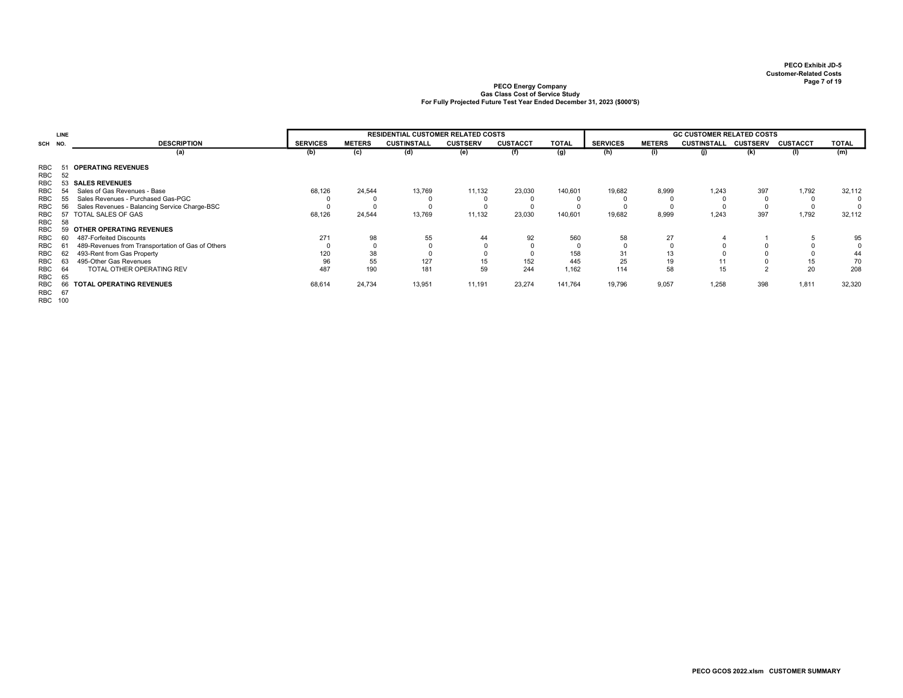PECO Exhibit JD-5
Customer-Related Costs

**PECO Energy Company**
**Gas Class Cost of Service Study**
**For Fully Projected Future Test Year Ended December 31, 2023 ($000'S)**

| SCH | LINE NO. | DESCRIPTION | RESIDENTIAL CUSTOMER RELATED COSTS | | | | | | GC CUSTOMER RELATED COSTS | | | | | |
|---|---|---|---|---|---|---|---|---|---|---|---|---|---|---|
| | | | SERVICES | METERS | CUSTINSTALL | CUSTSERV | CUSTACCT | TOTAL | SERVICES | METERS | CUSTINSTALL | CUSTSERV | CUSTACCT | TOTAL |
| | | (a) | (b) | (c) | (d) | (e) | (f) | (g) | (h) | (i) | (j) | (k) | (l) | (m) |
| RBC | 51 | **OPERATING REVENUES** | | | | | | | | | | | | |
| RBC | 52 | | | | | | | | | | | | | |
| RBC | 53 | **SALES REVENUES** | | | | | | | | | | | | |
| RBC | 54 | Sales of Gas Revenues - Base | 68,126 | 24,544 | 13,769 | 11,132 | 23,030 | 140,601 | 19,682 | 8,999 | 1,243 | 397 | 1,792 | 32,112 |
| RBC | 55 | Sales Revenues - Purchased Gas-PGC | 0 | 0 | 0 | 0 | 0 | 0 | 0 | 0 | 0 | 0 | 0 | 0 |
| RBC | 56 | Sales Revenues - Balancing Service Charge-BSC | 0 | 0 | 0 | 0 | 0 | 0 | 0 | 0 | 0 | 0 | 0 | 0 |
| RBC | 57 | TOTAL SALES OF GAS | 68,126 | 24,544 | 13,769 | 11,132 | 23,030 | 140,601 | 19,682 | 8,999 | 1,243 | 397 | 1,792 | 32,112 |
| RBC | 58 | | | | | | | | | | | | | |
| RBC | 59 | **OTHER OPERATING REVENUES** | | | | | | | | | | | | |
| RBC | 60 | 487-Forfeited Discounts | 271 | 98 | 55 | 44 | 92 | 560 | 58 | 27 | 4 | 1 | 5 | 95 |
| RBC | 61 | 489-Revenues from Transportation of Gas of Others | 0 | 0 | 0 | 0 | 0 | 0 | 0 | 0 | 0 | 0 | 0 | 0 |
| RBC | 62 | 493-Rent from Gas Property | 120 | 38 | 0 | 0 | 0 | 158 | 31 | 13 | 0 | 0 | 0 | 44 |
| RBC | 63 | 495-Other Gas Revenues | 96 | 55 | 127 | 15 | 152 | 445 | 25 | 19 | 11 | 0 | 15 | 70 |
| RBC | 64 | TOTAL OTHER OPERATING REV | 487 | 190 | 181 | 59 | 244 | 1,162 | 114 | 58 | 15 | 2 | 20 | 208 |
| RBC | 65 | | | | | | | | | | | | | |
| RBC | 66 | **TOTAL OPERATING REVENUES** | 68,614 | 24,734 | 13,951 | 11,191 | 23,274 | 141,764 | 19,796 | 9,057 | 1,258 | 398 | 1,811 | 32,320 |
| RBC | 67 | | | | | | | | | | | | | |
| RBC | 100 | | | | | | | | | | | | | |

PECO GCOS 2022.xlsm CUSTOMER SUMMARY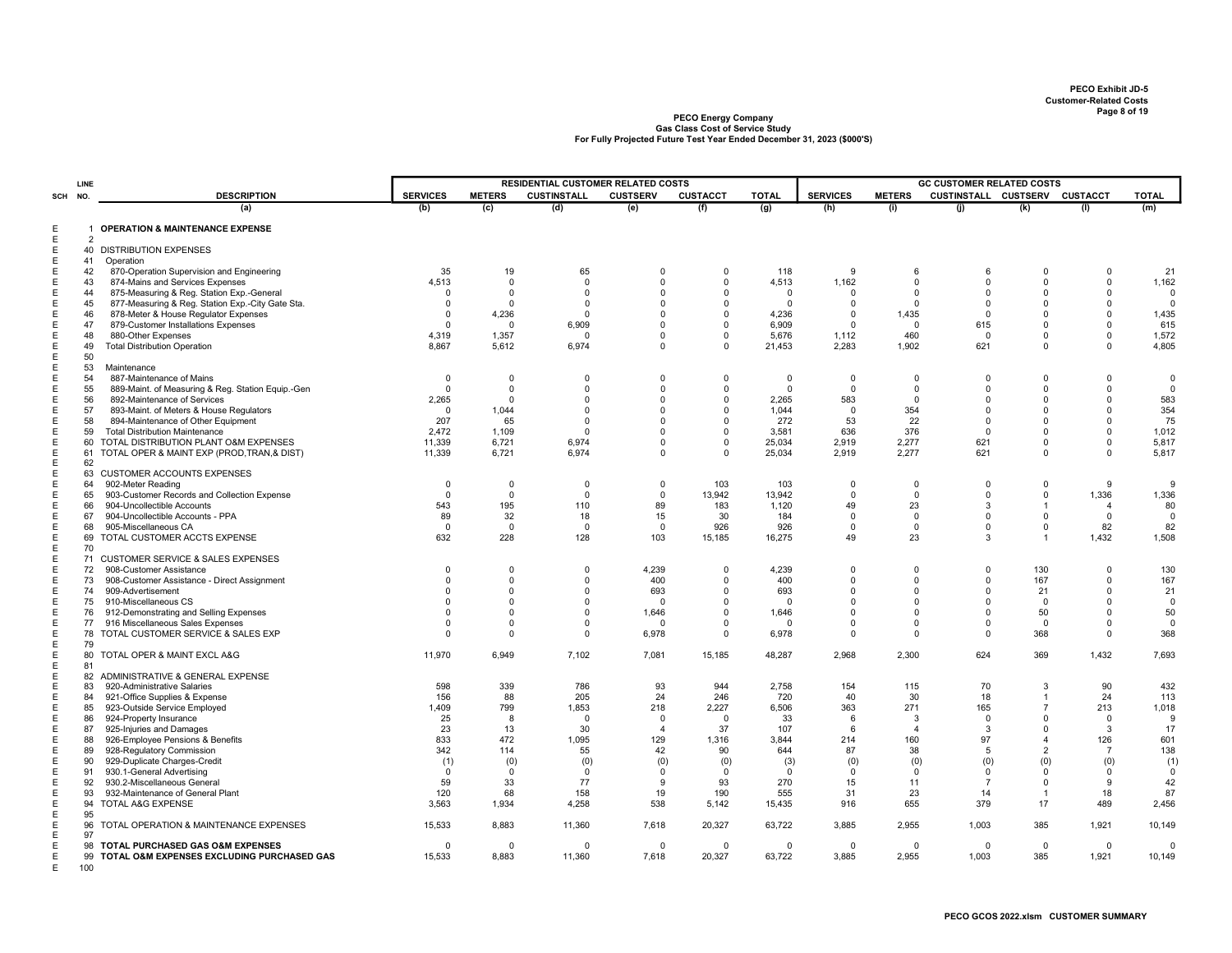**PECO Exhibit JD-5**
**Customer-Related Costs**

**PECO Energy Company**
**Gas Class Cost of Service Study**
**For Fully Projected Future Test Year Ended December 31, 2023 ($000'S)**

| SCH | LINE NO. | DESCRIPTION | RESIDENTIAL CUSTOMER RELATED COSTS | | | | | | GC CUSTOMER RELATED COSTS | | | | | |
|---|---|---|---|---|---|---|---|---|---|---|---|---|---|---|
| | | | SERVICES | METERS | CUSTINSTALL | CUSTSERV | CUSTACCT | TOTAL | SERVICES | METERS | CUSTINSTALL | CUSTSERV | CUSTACCT | TOTAL |
| | | (a) | (b) | (c) | (d) | (e) | (f) | (g) | (h) | (i) | (j) | (k) | (l) | (m) |
| E | 1 | **OPERATION & MAINTENANCE EXPENSE** | | | | | | | | | | | | |
| E | 2 | | | | | | | | | | | | | |
| E | 40 | DISTRIBUTION EXPENSES | | | | | | | | | | | | |
| E | 41 | Operation | | | | | | | | | | | | |
| E | 42 | 870-Operation Supervision and Engineering | 35 | 19 | 65 | 0 | 0 | 118 | 9 | 6 | 6 | 0 | 0 | 21 |
| E | 43 | 874-Mains and Services Expenses | 4,513 | 0 | 0 | 0 | 0 | 4,513 | 1,162 | 0 | 0 | 0 | 0 | 1,162 |
| E | 44 | 875-Measuring & Reg. Station Exp.-General | 0 | 0 | 0 | 0 | 0 | 0 | 0 | 0 | 0 | 0 | 0 | 0 |
| E | 45 | 877-Measuring & Reg. Station Exp.-City Gate Sta. | 0 | 0 | 0 | 0 | 0 | 0 | 0 | 0 | 0 | 0 | 0 | 0 |
| E | 46 | 878-Meter & House Regulator Expenses | 0 | 4,236 | 0 | 0 | 0 | 4,236 | 0 | 1,435 | 0 | 0 | 0 | 1,435 |
| E | 47 | 879-Customer Installations Expenses | 0 | 0 | 6,909 | 0 | 0 | 6,909 | 0 | 0 | 615 | 0 | 0 | 615 |
| E | 48 | 880-Other Expenses | 4,319 | 1,357 | 0 | 0 | 0 | 5,676 | 1,112 | 460 | 0 | 0 | 0 | 1,572 |
| E | 49 | Total Distribution Operation | 8,867 | 5,612 | 6,974 | 0 | 0 | 21,453 | 2,283 | 1,902 | 621 | 0 | 0 | 4,805 |
| E | 50 | | | | | | | | | | | | | |
| E | 53 | Maintenance | | | | | | | | | | | | |
| E | 54 | 887-Maintenance of Mains | 0 | 0 | 0 | 0 | 0 | 0 | 0 | 0 | 0 | 0 | 0 | 0 |
| E | 55 | 889-Maint. of Measuring & Reg. Station Equip.-Gen | 0 | 0 | 0 | 0 | 0 | 0 | 0 | 0 | 0 | 0 | 0 | 0 |
| E | 56 | 892-Maintenance of Services | 2,265 | 0 | 0 | 0 | 0 | 2,265 | 583 | 0 | 0 | 0 | 0 | 583 |
| E | 57 | 893-Maint. of Meters & House Regulators | 0 | 1,044 | 0 | 0 | 0 | 1,044 | 0 | 354 | 0 | 0 | 0 | 354 |
| E | 58 | 894-Maintenance of Other Equipment | 207 | 65 | 0 | 0 | 0 | 272 | 53 | 22 | 0 | 0 | 0 | 75 |
| E | 59 | Total Distribution Maintenance | 2,472 | 1,109 | 0 | 0 | 0 | 3,581 | 636 | 376 | 0 | 0 | 0 | 1,012 |
| E | 60 | TOTAL DISTRIBUTION PLANT O&M EXPENSES | 11,339 | 6,721 | 6,974 | 0 | 0 | 25,034 | 2,919 | 2,277 | 621 | 0 | 0 | 5,817 |
| E | 61 | TOTAL OPER & MAINT EXP (PROD,TRAN,& DIST) | 11,339 | 6,721 | 6,974 | 0 | 0 | 25,034 | 2,919 | 2,277 | 621 | 0 | 0 | 5,817 |
| E | 62 | | | | | | | | | | | | | |
| E | 63 | CUSTOMER ACCOUNTS EXPENSES | | | | | | | | | | | | |
| E | 64 | 902-Meter Reading | 0 | 0 | 0 | 0 | 103 | 103 | 0 | 0 | 0 | 0 | 9 | 9 |
| E | 65 | 903-Customer Records and Collection Expense | 0 | 0 | 0 | 0 | 13,942 | 13,942 | 0 | 0 | 0 | 0 | 1,336 | 1,336 |
| E | 66 | 904-Uncollectible Accounts | 543 | 195 | 110 | 89 | 183 | 1,120 | 49 | 23 | 3 | 1 | 4 | 80 |
| E | 67 | 904-Uncollectible Accounts - PPA | 89 | 32 | 18 | 15 | 30 | 184 | 0 | 0 | 0 | 0 | 0 | 0 |
| E | 68 | 905-Miscellaneous CA | 0 | 0 | 0 | 0 | 926 | 926 | 0 | 0 | 0 | 0 | 82 | 82 |
| E | 69 | TOTAL CUSTOMER ACCTS EXPENSE | 632 | 228 | 128 | 103 | 15,185 | 16,275 | 49 | 23 | 3 | 1 | 1,432 | 1,508 |
| E | 70 | | | | | | | | | | | | | |
| E | 71 | CUSTOMER SERVICE & SALES EXPENSES | | | | | | | | | | | | |
| E | 72 | 908-Customer Assistance | 0 | 0 | 0 | 4,239 | 0 | 4,239 | 0 | 0 | 0 | 130 | 0 | 130 |
| E | 73 | 908-Customer Assistance - Direct Assignment | 0 | 0 | 0 | 400 | 0 | 400 | 0 | 0 | 0 | 167 | 0 | 167 |
| E | 74 | 909-Advertisement | 0 | 0 | 0 | 693 | 0 | 693 | 0 | 0 | 0 | 21 | 0 | 21 |
| E | 75 | 910-Miscellaneous CS | 0 | 0 | 0 | 0 | 0 | 0 | 0 | 0 | 0 | 0 | 0 | 0 |
| E | 76 | 912-Demonstrating and Selling Expenses | 0 | 0 | 0 | 1,646 | 0 | 1,646 | 0 | 0 | 0 | 50 | 0 | 50 |
| E | 77 | 916 Miscellaneous Sales Expenses | 0 | 0 | 0 | 0 | 0 | 0 | 0 | 0 | 0 | 0 | 0 | 0 |
| E | 78 | TOTAL CUSTOMER SERVICE & SALES EXP | 0 | 0 | 0 | 6,978 | 0 | 6,978 | 0 | 0 | 0 | 368 | 0 | 368 |
| E | 79 | | | | | | | | | | | | | |
| E | 80 | TOTAL OPER & MAINT EXCL A&G | 11,970 | 6,949 | 7,102 | 7,081 | 15,185 | 48,287 | 2,968 | 2,300 | 624 | 369 | 1,432 | 7,693 |
| E | 81 | | | | | | | | | | | | | |
| E | 82 | ADMINISTRATIVE & GENERAL EXPENSE | | | | | | | | | | | | |
| E | 83 | 920-Administrative Salaries | 598 | 339 | 786 | 93 | 944 | 2,758 | 154 | 115 | 70 | 3 | 90 | 432 |
| E | 84 | 921-Office Supplies & Expense | 156 | 88 | 205 | 24 | 246 | 720 | 40 | 30 | 18 | 1 | 24 | 113 |
| E | 85 | 923-Outside Service Employed | 1,409 | 799 | 1,853 | 218 | 2,227 | 6,506 | 363 | 271 | 165 | 7 | 213 | 1,018 |
| E | 86 | 924-Property Insurance | 25 | 8 | 0 | 0 | 0 | 33 | 6 | 3 | 0 | 0 | 0 | 9 |
| E | 87 | 925-Injuries and Damages | 23 | 13 | 30 | 4 | 37 | 107 | 6 | 4 | 3 | 0 | 3 | 17 |
| E | 88 | 926-Employee Pensions & Benefits | 833 | 472 | 1,095 | 129 | 1,316 | 3,844 | 214 | 160 | 97 | 4 | 126 | 601 |
| E | 89 | 928-Regulatory Commission | 342 | 114 | 55 | 42 | 90 | 644 | 87 | 38 | 5 | 2 | 7 | 138 |
| E | 90 | 929-Duplicate Charges-Credit | (1) | (0) | (0) | (0) | (0) | (3) | (0) | (0) | (0) | (0) | (0) | (1) |
| E | 91 | 930.1-General Advertising | 0 | 0 | 0 | 0 | 0 | 0 | 0 | 0 | 0 | 0 | 0 | 0 |
| E | 92 | 930.2-Miscellaneous General | 59 | 33 | 77 | 9 | 93 | 270 | 15 | 11 | 7 | 0 | 9 | 42 |
| E | 93 | 932-Maintenance of General Plant | 120 | 68 | 158 | 19 | 190 | 555 | 31 | 23 | 14 | 1 | 18 | 87 |
| E | 94 | TOTAL A&G EXPENSE | 3,563 | 1,934 | 4,258 | 538 | 5,142 | 15,435 | 916 | 655 | 379 | 17 | 489 | 2,456 |
| E | 95 | | | | | | | | | | | | | |
| E | 96 | TOTAL OPERATION & MAINTENANCE EXPENSES | 15,533 | 8,883 | 11,360 | 7,618 | 20,327 | 63,722 | 3,885 | 2,955 | 1,003 | 385 | 1,921 | 10,149 |
| E | 97 | | | | | | | | | | | | | |
| E | 98 | **TOTAL PURCHASED GAS O&M EXPENSES** | 0 | 0 | 0 | 0 | 0 | 0 | 0 | 0 | 0 | 0 | 0 | 0 |
| E | 99 | **TOTAL O&M EXPENSES EXCLUDING PURCHASED GAS** | 15,533 | 8,883 | 11,360 | 7,618 | 20,327 | 63,722 | 3,885 | 2,955 | 1,003 | 385 | 1,921 | 10,149 |
| E | 100 | | | | | | | | | | | | | |

PECO GCOS 2022.xlsm CUSTOMER SUMMARY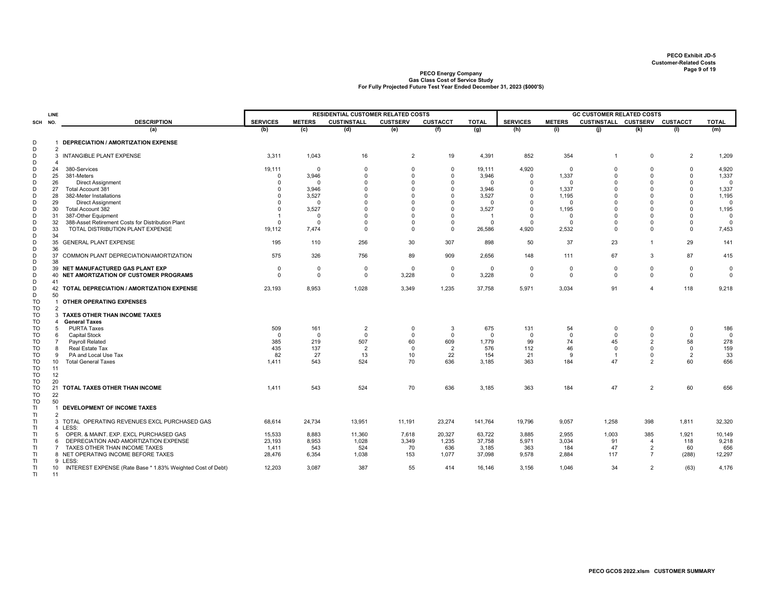PECO Exhibit JD-5
Customer-Related Costs

**PECO Energy Company**
**Gas Class Cost of Service Study**
**For Fully Projected Future Test Year Ended December 31, 2023 ($000'S)**

| SCH | LINE NO. | DESCRIPTION | RESIDENTIAL CUSTOMER RELATED COSTS | | | | | | GC CUSTOMER RELATED COSTS | | | | | |
|---|---|---|---|---|---|---|---|---|---|---|---|---|---|---|
| | | | SERVICES | METERS | CUSTINSTALL | CUSTSERV | CUSTACCT | TOTAL | SERVICES | METERS | CUSTINSTALL | CUSTSERV | CUSTACCT | TOTAL |
| | | (a) | (b) | (c) | (d) | (e) | (f) | (g) | (h) | (i) | (j) | (k) | (l) | (m) |
| D | 1 | **DEPRECIATION / AMORTIZATION EXPENSE** | | | | | | | | | | | | |
| D | 2 | | | | | | | | | | | | | |
| D | 3 | INTANGIBLE PLANT EXPENSE | 3,311 | 1,043 | 16 | 2 | 19 | 4,391 | 852 | 354 | 1 | 0 | 2 | 1,209 |
| D | 4 | | | | | | | | | | | | | |
| D | 24 | 380-Services | 19,111 | 0 | 0 | 0 | 0 | 19,111 | 4,920 | 0 | 0 | 0 | 0 | 4,920 |
| D | 25 | 381-Meters | 0 | 3,946 | 0 | 0 | 0 | 3,946 | 0 | 1,337 | 0 | 0 | 0 | 1,337 |
| D | 26 | Direct Assignment | 0 | 0 | 0 | 0 | 0 | 0 | 0 | 0 | 0 | 0 | 0 | 0 |
| D | 27 | Total Account 381 | 0 | 3,946 | 0 | 0 | 0 | 3,946 | 0 | 1,337 | 0 | 0 | 0 | 1,337 |
| D | 28 | 382-Meter Installations | 0 | 3,527 | 0 | 0 | 0 | 3,527 | 0 | 1,195 | 0 | 0 | 0 | 1,195 |
| D | 29 | Direct Assignment | 0 | 0 | 0 | 0 | 0 | 0 | 0 | 0 | 0 | 0 | 0 | 0 |
| D | 30 | Total Account 382 | 0 | 3,527 | 0 | 0 | 0 | 3,527 | 0 | 1,195 | 0 | 0 | 0 | 1,195 |
| D | 31 | 387-Other Equipment | 1 | 0 | 0 | 0 | 0 | 1 | 0 | 0 | 0 | 0 | 0 | 0 |
| D | 32 | 388-Asset Retirement Costs for Distribution Plant | 0 | 0 | 0 | 0 | 0 | 0 | 0 | 0 | 0 | 0 | 0 | 0 |
| D | 33 | TOTAL DISTRIBUTION PLANT EXPENSE | 19,112 | 7,474 | 0 | 0 | 0 | 26,586 | 4,920 | 2,532 | 0 | 0 | 0 | 7,453 |
| D | 34 | | | | | | | | | | | | | |
| D | 35 | GENERAL PLANT EXPENSE | 195 | 110 | 256 | 30 | 307 | 898 | 50 | 37 | 23 | 1 | 29 | 141 |
| D | 36 | | | | | | | | | | | | | |
| D | 37 | COMMON PLANT DEPRECIATION/AMORTIZATION | 575 | 326 | 756 | 89 | 909 | 2,656 | 148 | 111 | 67 | 3 | 87 | 415 |
| D | 38 | | | | | | | | | | | | | |
| D | 39 | **NET MANUFACTURED GAS PLANT EXP** | 0 | 0 | 0 | 0 | 0 | 0 | 0 | 0 | 0 | 0 | 0 | 0 |
| D | 40 | **NET AMORTIZATION OF CUSTOMER PROGRAMS** | 0 | 0 | 0 | 3,228 | 0 | 3,228 | 0 | 0 | 0 | 0 | 0 | 0 |
| D | 41 | | | | | | | | | | | | | |
| D | 42 | **TOTAL DEPRECIATION / AMORTIZATION EXPENSE** | 23,193 | 8,953 | 1,028 | 3,349 | 1,235 | 37,758 | 5,971 | 3,034 | 91 | 4 | 118 | 9,218 |
| D | 50 | | | | | | | | | | | | | |
| TO | 1 | **OTHER OPERATING EXPENSES** | | | | | | | | | | | | |
| TO | 2 | | | | | | | | | | | | | |
| TO | 3 | **TAXES OTHER THAN INCOME TAXES** | | | | | | | | | | | | |
| TO | 4 | **General Taxes** | | | | | | | | | | | | |
| TO | 5 | PURTA Taxes | 509 | 161 | 2 | 0 | 3 | 675 | 131 | 54 | 0 | 0 | 0 | 186 |
| TO | 6 | Capital Stock | 0 | 0 | 0 | 0 | 0 | 0 | 0 | 0 | 0 | 0 | 0 | 0 |
| TO | 7 | Payroll Related | 385 | 219 | 507 | 60 | 609 | 1,779 | 99 | 74 | 45 | 2 | 58 | 278 |
| TO | 8 | Real Estate Tax | 435 | 137 | 2 | 0 | 2 | 576 | 112 | 46 | 0 | 0 | 0 | 159 |
| TO | 9 | PA and Local Use Tax | 82 | 27 | 13 | 10 | 22 | 154 | 21 | 9 | 1 | 0 | 2 | 33 |
| TO | 10 | Total General Taxes | 1,411 | 543 | 524 | 70 | 636 | 3,185 | 363 | 184 | 47 | 2 | 60 | 656 |
| TO | 11 | | | | | | | | | | | | | |
| TO | 12 | | | | | | | | | | | | | |
| TO | 20 | | | | | | | | | | | | | |
| TO | 21 | **TOTAL TAXES OTHER THAN INCOME** | 1,411 | 543 | 524 | 70 | 636 | 3,185 | 363 | 184 | 47 | 2 | 60 | 656 |
| TO | 22 | | | | | | | | | | | | | |
| TO | 50 | | | | | | | | | | | | | |
| TI | 1 | **DEVELOPMENT OF INCOME TAXES** | | | | | | | | | | | | |
| TI | 2 | | | | | | | | | | | | | |
| TI | 3 | TOTAL OPERATING REVENUES EXCL PURCHASED GAS | 68,614 | 24,734 | 13,951 | 11,191 | 23,274 | 141,764 | 19,796 | 9,057 | 1,258 | 398 | 1,811 | 32,320 |
| TI | 4 | LESS: | | | | | | | | | | | | |
| TI | 5 | OPER. & MAINT. EXP. EXCL PURCHASED GAS | 15,533 | 8,883 | 11,360 | 7,618 | 20,327 | 63,722 | 3,885 | 2,955 | 1,003 | 385 | 1,921 | 10,149 |
| TI | 6 | DEPRECIATION AND AMORTIZATION EXPENSE | 23,193 | 8,953 | 1,028 | 3,349 | 1,235 | 37,758 | 5,971 | 3,034 | 91 | 4 | 118 | 9,218 |
| TI | 7 | TAXES OTHER THAN INCOME TAXES | 1,411 | 543 | 524 | 70 | 636 | 3,185 | 363 | 184 | 47 | 2 | 60 | 656 |
| TI | 8 | NET OPERATING INCOME BEFORE TAXES | 28,476 | 6,354 | 1,038 | 153 | 1,077 | 37,098 | 9,578 | 2,884 | 117 | 7 | (288) | 12,297 |
| TI | 9 | LESS: | | | | | | | | | | | | |
| TI | 10 | INTEREST EXPENSE (Rate Base * 1.83% Weighted Cost of Debt) | 12,203 | 3,087 | 387 | 55 | 414 | 16,146 | 3,156 | 1,046 | 34 | 2 | (63) | 4,176 |
| TI | 11 | | | | | | | | | | | | | |

PECO GCOS 2022.xlsm CUSTOMER SUMMARY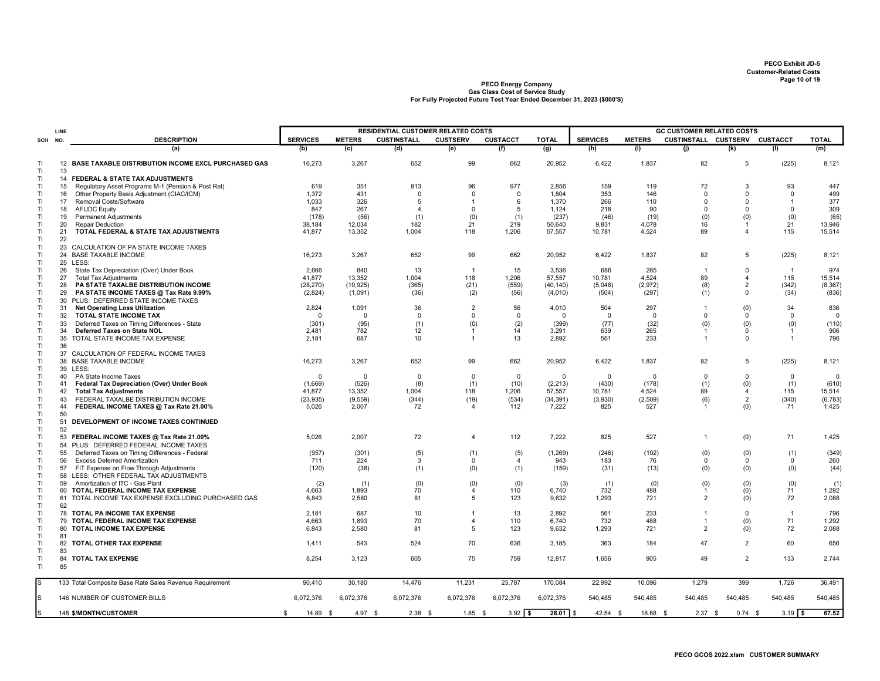PECO Exhibit JD-5
Customer-Related Costs

**PECO Energy Company**
**Gas Class Cost of Service Study**
**For Fully Projected Future Test Year Ended December 31, 2023 ($000'S)**

| SCH | LINE NO. | DESCRIPTION | RESIDENTIAL CUSTOMER RELATED COSTS | | | | | | GC CUSTOMER RELATED COSTS | | | | | |
|---|---|---|---|---|---|---|---|---|---|---|---|---|---|---|
| | | | SERVICES | METERS | CUSTINSTALL | CUSTSERV | CUSTACCT | TOTAL | SERVICES | METERS | CUSTINSTALL | CUSTSERV | CUSTACCT | TOTAL |
| | | (a) | (b) | (c) | (d) | (e) | (f) | (g) | (h) | (i) | (j) | (k) | (l) | (m) |
| TI | 12 | **BASE TAXABLE DISTRIBUTION INCOME EXCL PURCHASED GAS** | 16,273 | 3,267 | 652 | 99 | 662 | 20,952 | 6,422 | 1,837 | 82 | 5 | (225) | 8,121 |
| TI | 13 | | | | | | | | | | | | | |
| TI | 14 | **FEDERAL & STATE TAX ADJUSTMENTS** | | | | | | | | | | | | |
| TI | 15 | Regulatory Asset Programs M-1 (Pension & Post Ret) | 619 | 351 | 813 | 96 | 977 | 2,856 | 159 | 119 | 72 | 3 | 93 | 447 |
| TI | 16 | Other Property Basis Adjustment (CIAC/ICM) | 1,372 | 431 | 0 | 0 | 0 | 1,804 | 353 | 146 | 0 | 0 | 0 | 499 |
| TI | 17 | Removal Costs/Software | 1,033 | 326 | 5 | 1 | 6 | 1,370 | 266 | 110 | 0 | 0 | 1 | 377 |
| TI | 18 | AFUDC Equity | 847 | 267 | 4 | 0 | 5 | 1,124 | 218 | 90 | 0 | 0 | 0 | 309 |
| TI | 19 | Permanent Adjustments | (178) | (56) | (1) | (0) | (1) | (237) | (46) | (19) | (0) | (0) | (0) | (65) |
| TI | 20 | Repair Deduction | 38,184 | 12,034 | 182 | 21 | 219 | 50,640 | 9,831 | 4,078 | 16 | 1 | 21 | 13,946 |
| TI | 21 | **TOTAL FEDERAL & STATE TAX ADJUSTMENTS** | 41,877 | 13,352 | 1,004 | 118 | 1,206 | 57,557 | 10,781 | 4,524 | 89 | 4 | 115 | 15,514 |
| TI | 22 | | | | | | | | | | | | | |
| TI | 23 | CALCULATION OF PA STATE INCOME TAXES | | | | | | | | | | | | |
| TI | 24 | BASE TAXABLE INCOME | 16,273 | 3,267 | 652 | 99 | 662 | 20,952 | 6,422 | 1,837 | 82 | 5 | (225) | 8,121 |
| TI | 25 | LESS: | | | | | | | | | | | | |
| TI | 26 | State Tax Depreciation (Over) Under Book | 2,666 | 840 | 13 | 1 | 15 | 3,536 | 686 | 285 | 1 | 0 | 1 | 974 |
| TI | 27 | Total Tax Adjustments | 41,877 | 13,352 | 1,004 | 118 | 1,206 | 57,557 | 10,781 | 4,524 | 89 | 4 | 115 | 15,514 |
| TI | 28 | **PA STATE TAXALBE DISTRIBUTION INCOME** | (28,270) | (10,925) | (365) | (21) | (559) | (40,140) | (5,046) | (2,972) | (8) | 2 | (342) | (8,367) |
| TI | 29 | **PA STATE INCOME TAXES @ Tax Rate 9.99%** | (2,824) | (1,091) | (36) | (2) | (56) | (4,010) | (504) | (297) | (1) | 0 | (34) | (836) |
| TI | 30 | PLUS: DEFERRED STATE INCOME TAXES | | | | | | | | | | | | |
| TI | 31 | **Net Operating Loss Utilization** | 2,824 | 1,091 | 36 | 2 | 56 | 4,010 | 504 | 297 | 1 | (0) | 34 | 836 |
| TI | 32 | **TOTAL STATE INCOME TAX** | 0 | 0 | 0 | 0 | 0 | 0 | 0 | 0 | 0 | 0 | 0 | 0 |
| TI | 33 | Deferred Taxes on Timing Differences - State | (301) | (95) | (1) | (0) | (2) | (399) | (77) | (32) | (0) | (0) | (0) | (110) |
| TI | 34 | **Deferred Taxes on State NOL** | 2,481 | 782 | 12 | 1 | 14 | 3,291 | 639 | 265 | 1 | 0 | 1 | 906 |
| TI | 35 | TOTAL STATE INCOME TAX EXPENSE | 2,181 | 687 | 10 | 1 | 13 | 2,892 | 561 | 233 | 1 | 0 | 1 | 796 |
| TI | 36 | | | | | | | | | | | | | |
| TI | 37 | CALCULATION OF FEDERAL INCOME TAXES | | | | | | | | | | | | |
| TI | 38 | BASE TAXABLE INCOME | 16,273 | 3,267 | 652 | 99 | 662 | 20,952 | 6,422 | 1,837 | 82 | 5 | (225) | 8,121 |
| TI | 39 | LESS: | | | | | | | | | | | | |
| TI | 40 | PA State Income Taxes | 0 | 0 | 0 | 0 | 0 | 0 | 0 | 0 | 0 | 0 | 0 | 0 |
| TI | 41 | **Federal Tax Depreciation (Over) Under Book** | (1,669) | (526) | (8) | (1) | (10) | (2,213) | (430) | (178) | (1) | (0) | (1) | (610) |
| TI | 42 | **Total Tax Adjustments** | 41,877 | 13,352 | 1,004 | 118 | 1,206 | 57,557 | 10,781 | 4,524 | 89 | 4 | 115 | 15,514 |
| TI | 43 | FEDERAL TAXALBE DISTRIBUTION INCOME | (23,935) | (9,559) | (344) | (19) | (534) | (34,391) | (3,930) | (2,509) | (6) | 2 | (340) | (6,783) |
| TI | 44 | **FEDERAL INCOME TAXES @ Tax Rate 21.00%** | 5,026 | 2,007 | 72 | 4 | 112 | 7,222 | 825 | 527 | 1 | (0) | 71 | 1,425 |
| TI | 50 | | | | | | | | | | | | | |
| TI | 51 | **DEVELOPMENT OF INCOME TAXES CONTINUED** | | | | | | | | | | | | |
| TI | 52 | | | | | | | | | | | | | |
| TI | 53 | **FEDERAL INCOME TAXES @ Tax Rate 21.00%** | 5,026 | 2,007 | 72 | 4 | 112 | 7,222 | 825 | 527 | 1 | (0) | 71 | 1,425 |
| TI | 54 | PLUS: DEFERRED FEDERAL INCOME TAXES | | | | | | | | | | | | |
| TI | 55 | Deferred Taxes on Timing Differences - Federal | (957) | (301) | (5) | (1) | (5) | (1,269) | (246) | (102) | (0) | (0) | (1) | (349) |
| TI | 56 | Excess Deferred Amortization | 711 | 224 | 3 | 0 | 4 | 943 | 183 | 76 | 0 | 0 | 0 | 260 |
| TI | 57 | FIT Expense on Flow Through Adjustments | (120) | (38) | (1) | (0) | (1) | (159) | (31) | (13) | (0) | (0) | (0) | (44) |
| TI | 58 | LESS: OTHER FEDERAL TAX ADJUSTMENTS | | | | | | | | | | | | |
| TI | 59 | Amortization of ITC - Gas Plant | (2) | (1) | (0) | (0) | (0) | (3) | (1) | (0) | (0) | (0) | (0) | (1) |
| TI | 60 | **TOTAL FEDERAL INCOME TAX EXPENSE** | 4,663 | 1,893 | 70 | 4 | 110 | 6,740 | 732 | 488 | 1 | (0) | 71 | 1,292 |
| TI | 61 | TOTAL INCOME TAX EXPENSE EXCLUDING PURCHASED GAS | 6,843 | 2,580 | 81 | 5 | 123 | 9,632 | 1,293 | 721 | 2 | (0) | 72 | 2,088 |
| TI | 62 | | | | | | | | | | | | | |
| TI | 78 | **TOTAL PA INCOME TAX EXPENSE** | 2,181 | 687 | 10 | 1 | 13 | 2,892 | 561 | 233 | 1 | 0 | 1 | 796 |
| TI | 79 | **TOTAL FEDERAL INCOME TAX EXPENSE** | 4,663 | 1,893 | 70 | 4 | 110 | 6,740 | 732 | 488 | 1 | (0) | 71 | 1,292 |
| TI | 80 | **TOTAL INCOME TAX EXPENSE** | 6,843 | 2,580 | 81 | 5 | 123 | 9,632 | 1,293 | 721 | 2 | (0) | 72 | 2,088 |
| TI | 81 | | | | | | | | | | | | | |
| TI | 82 | **TOTAL OTHER TAX EXPENSE** | 1,411 | 543 | 524 | 70 | 636 | 3,185 | 363 | 184 | 47 | 2 | 60 | 656 |
| TI | 83 | | | | | | | | | | | | | |
| TI | 84 | **TOTAL TAX EXPENSE** | 8,254 | 3,123 | 605 | 75 | 759 | 12,817 | 1,656 | 905 | 49 | 2 | 133 | 2,744 |
| TI | 85 | | | | | | | | | | | | | |
| S | 133 | Total Composite Base Rate Sales Revenue Requirement | 90,410 | 30,180 | 14,476 | 11,231 | 23,787 | 170,084 | 22,992 | 10,096 | 1,279 | 399 | 1,726 | 36,491 |
| S | 146 | NUMBER OF CUSTOMER BILLS | 6,072,376 | 6,072,376 | 6,072,376 | 6,072,376 | 6,072,376 | 6,072,376 | 540,485 | 540,485 | 540,485 | 540,485 | 540,485 | 540,485 |
| S | 148 | **$/MONTH/CUSTOMER** | $ 14.89 | $ 4.97 | $ 2.38 | $ 1.85 | $ 3.92 | **$ 28.01** | $ 42.54 | $ 18.68 | $ 2.37 | $ 0.74 | $ 3.19 | **$ 67.52** |

PECO GCOS 2022.xlsm CUSTOMER SUMMARY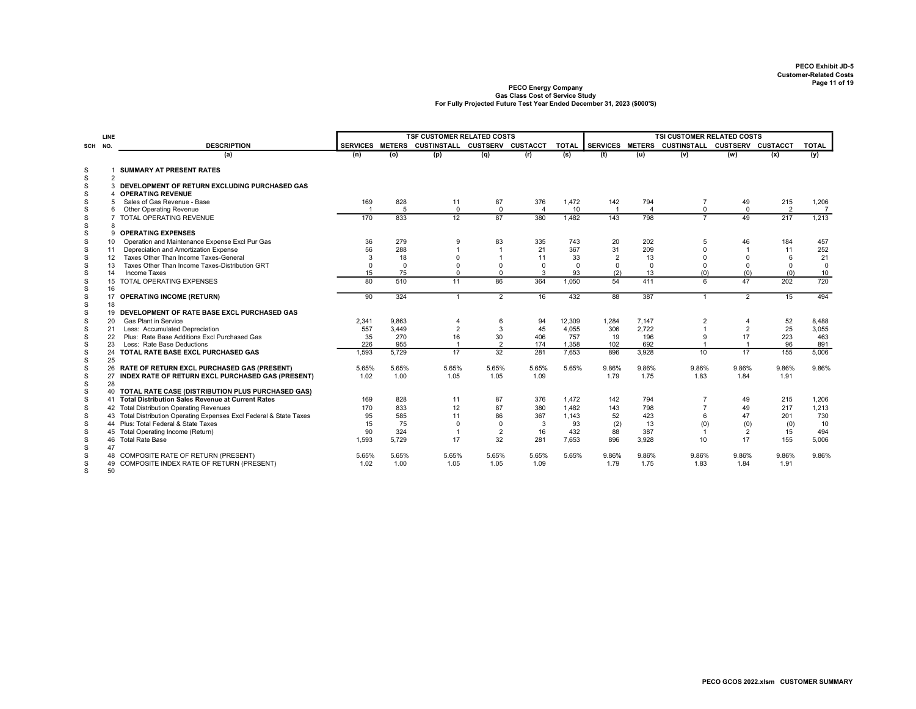PECO Exhibit JD-5
Customer-Related Costs

**PECO Energy Company**
**Gas Class Cost of Service Study**
**For Fully Projected Future Test Year Ended December 31, 2023 ($000'S)**

| SCH | LINE NO. | DESCRIPTION | TSF CUSTOMER RELATED COSTS | | | | | | TSI CUSTOMER RELATED COSTS | | | | | |
|---|---|---|---|---|---|---|---|---|---|---|---|---|---|---|
| | | | SERVICES | METERS | CUSTINSTALL | CUSTSERV | CUSTACCT | TOTAL | SERVICES | METERS | CUSTINSTALL | CUSTSERV | CUSTACCT | TOTAL |
| | | (a) | (n) | (o) | (p) | (q) | (r) | (s) | (t) | (u) | (v) | (w) | (x) | (y) |
| S | 1 | **SUMMARY AT PRESENT RATES** | | | | | | | | | | | | |
| S | 2 | | | | | | | | | | | | | |
| S | 3 | **DEVELOPMENT OF RETURN EXCLUDING PURCHASED GAS** | | | | | | | | | | | | |
| S | 4 | **OPERATING REVENUE** | | | | | | | | | | | | |
| S | 5 | Sales of Gas Revenue - Base | 169 | 828 | 11 | 87 | 376 | 1,472 | 142 | 794 | 7 | 49 | 215 | 1,206 |
| S | 6 | Other Operating Revenue | 1 | 5 | 0 | 0 | 4 | 10 | 1 | 4 | 0 | 0 | 2 | 7 |
| S | 7 | TOTAL OPERATING REVENUE | 170 | 833 | 12 | 87 | 380 | 1,482 | 143 | 798 | 7 | 49 | 217 | 1,213 |
| S | 8 | | | | | | | | | | | | | |
| S | 9 | **OPERATING EXPENSES** | | | | | | | | | | | | |
| S | 10 | Operation and Maintenance Expense Excl Pur Gas | 36 | 279 | 9 | 83 | 335 | 743 | 20 | 202 | 5 | 46 | 184 | 457 |
| S | 11 | Depreciation and Amortization Expense | 56 | 288 | 1 | 1 | 21 | 367 | 31 | 209 | 0 | 1 | 11 | 252 |
| S | 12 | Taxes Other Than Income Taxes-General | 3 | 18 | 0 | 1 | 11 | 33 | 2 | 13 | 0 | 0 | 6 | 21 |
| S | 13 | Taxes Other Than Income Taxes-Distribution GRT | 0 | 0 | 0 | 0 | 0 | 0 | 0 | 0 | 0 | 0 | 0 | 0 |
| S | 14 | Income Taxes | 15 | 75 | 0 | 0 | 3 | 93 | (2) | 13 | (0) | (0) | (0) | 10 |
| S | 15 | TOTAL OPERATING EXPENSES | 80 | 510 | 11 | 86 | 364 | 1,050 | 54 | 411 | 6 | 47 | 202 | 720 |
| S | 16 | | | | | | | | | | | | | |
| S | 17 | **OPERATING INCOME (RETURN)** | 90 | 324 | 1 | 2 | 16 | 432 | 88 | 387 | 1 | 2 | 15 | 494 |
| S | 18 | | | | | | | | | | | | | |
| S | 19 | **DEVELOPMENT OF RATE BASE EXCL PURCHASED GAS** | | | | | | | | | | | | |
| S | 20 | Gas Plant in Service | 2,341 | 9,863 | 4 | 6 | 94 | 12,309 | 1,284 | 7,147 | 2 | 4 | 52 | 8,488 |
| S | 21 | Less: Accumulated Depreciation | 557 | 3,449 | 2 | 3 | 45 | 4,055 | 306 | 2,722 | 1 | 2 | 25 | 3,055 |
| S | 22 | Plus: Rate Base Additions Excl Purchased Gas | 35 | 270 | 16 | 30 | 406 | 757 | 19 | 196 | 9 | 17 | 223 | 463 |
| S | 23 | Less: Rate Base Deductions | 226 | 955 | 1 | 2 | 174 | 1,358 | 102 | 692 | 1 | 1 | 96 | 891 |
| S | 24 | **TOTAL RATE BASE EXCL PURCHASED GAS** | 1,593 | 5,729 | 17 | 32 | 281 | 7,653 | 896 | 3,928 | 10 | 17 | 155 | 5,006 |
| S | 25 | | | | | | | | | | | | | |
| S | 26 | **RATE OF RETURN EXCL PURCHASED GAS (PRESENT)** | 5.65% | 5.65% | 5.65% | 5.65% | 5.65% | 5.65% | 9.86% | 9.86% | 9.86% | 9.86% | 9.86% | 9.86% |
| S | 27 | **INDEX RATE OF RETURN EXCL PURCHASED GAS (PRESENT)** | 1.02 | 1.00 | 1.05 | 1.05 | 1.09 | | 1.79 | 1.75 | 1.83 | 1.84 | 1.91 | |
| S | 28 | | | | | | | | | | | | | |
| S | 40 | **TOTAL RATE CASE (DISTRIBUTION PLUS PURCHASED GAS)** | | | | | | | | | | | | |
| S | 41 | **Total Distribution Sales Revenue at Current Rates** | 169 | 828 | 11 | 87 | 376 | 1,472 | 142 | 794 | 7 | 49 | 215 | 1,206 |
| S | 42 | Total Distribution Operating Revenues | 170 | 833 | 12 | 87 | 380 | 1,482 | 143 | 798 | 7 | 49 | 217 | 1,213 |
| S | 43 | Total Distribution Operating Expenses Excl Federal & State Taxes | 95 | 585 | 11 | 86 | 367 | 1,143 | 52 | 423 | 6 | 47 | 201 | 730 |
| S | 44 | Plus: Total Federal & State Taxes | 15 | 75 | 0 | 0 | 3 | 93 | (2) | 13 | (0) | (0) | (0) | 10 |
| S | 45 | Total Operating Income (Return) | 90 | 324 | 1 | 2 | 16 | 432 | 88 | 387 | 1 | 2 | 15 | 494 |
| S | 46 | Total Rate Base | 1,593 | 5,729 | 17 | 32 | 281 | 7,653 | 896 | 3,928 | 10 | 17 | 155 | 5,006 |
| S | 47 | | | | | | | | | | | | | |
| S | 48 | COMPOSITE RATE OF RETURN (PRESENT) | 5.65% | 5.65% | 5.65% | 5.65% | 5.65% | 5.65% | 9.86% | 9.86% | 9.86% | 9.86% | 9.86% | 9.86% |
| S | 49 | COMPOSITE INDEX RATE OF RETURN (PRESENT) | 1.02 | 1.00 | 1.05 | 1.05 | 1.09 | | 1.79 | 1.75 | 1.83 | 1.84 | 1.91 | |
| S | 50 | | | | | | | | | | | | | |

PECO GCOS 2022.xlsm CUSTOMER SUMMARY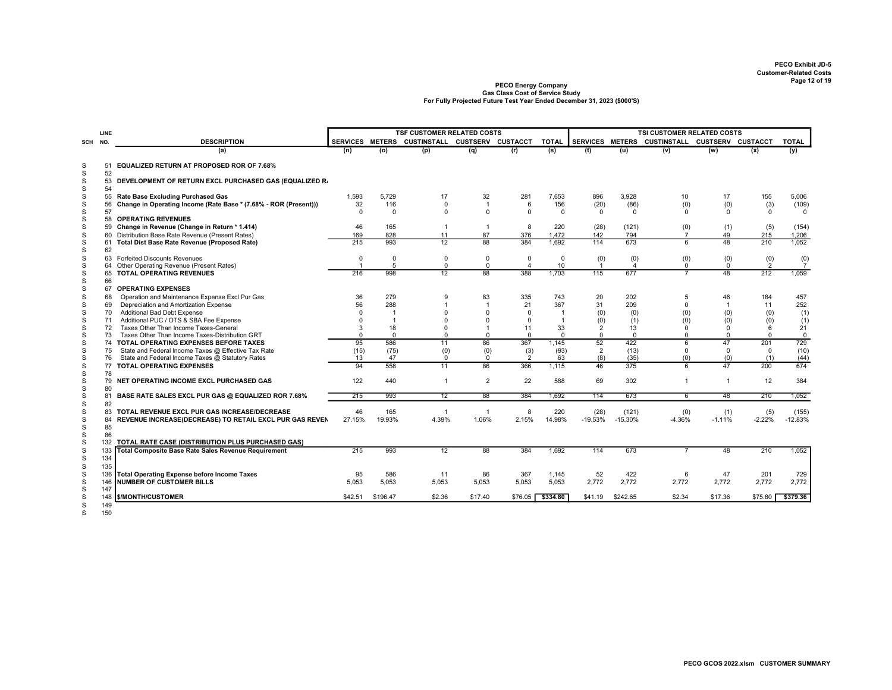PECO Exhibit JD-5
Customer-Related Costs

**PECO Energy Company**
**Gas Class Cost of Service Study**
**For Fully Projected Future Test Year Ended December 31, 2023 ($000'S)**

| SCH | LINE NO. | DESCRIPTION | TSF CUSTOMER RELATED COSTS | | | | | | TSI CUSTOMER RELATED COSTS | | | | | |
|---|---|---|---|---|---|---|---|---|---|---|---|---|---|---|
| | | | SERVICES | METERS | CUSTINSTALL | CUSTSERV | CUSTACCT | TOTAL | SERVICES | METERS | CUSTINSTALL | CUSTSERV | CUSTACCT | TOTAL |
| | | (a) | (n) | (o) | (p) | (q) | (r) | (s) | (t) | (u) | (v) | (w) | (x) | (y) |
| S | 51 | EQUALIZED RETURN AT PROPOSED ROR OF 7.68% | | | | | | | | | | | | |
| S | 52 | | | | | | | | | | | | | |
| S | 53 | DEVELOPMENT OF RETURN EXCL PURCHASED GAS (EQUALIZED R/ | | | | | | | | | | | | |
| S | 54 | | | | | | | | | | | | | |
| S | 55 | Rate Base Excluding Purchased Gas | 1,593 | 5,729 | 17 | 32 | 281 | 7,653 | 896 | 3,928 | 10 | 17 | 155 | 5,006 |
| S | 56 | Change in Operating Income (Rate Base * (7.68% - ROR (Present))) | 32 | 116 | 0 | 1 | 6 | 156 | (20) | (86) | (0) | (0) | (3) | (109) |
| S | 57 | | 0 | 0 | 0 | 0 | 0 | 0 | 0 | 0 | 0 | 0 | 0 | 0 |
| S | 58 | OPERATING REVENUES | | | | | | | | | | | | |
| S | 59 | Change in Revenue (Change in Return * 1.414) | 46 | 165 | 1 | 1 | 8 | 220 | (28) | (121) | (0) | (1) | (5) | (154) |
| S | 60 | Distribution Base Rate Revenue (Present Rates) | 169 | 828 | 11 | 87 | 376 | 1,472 | 142 | 794 | 7 | 49 | 215 | 1,206 |
| S | 61 | Total Dist Base Rate Revenue (Proposed Rate) | 215 | 993 | 12 | 88 | 384 | 1,692 | 114 | 673 | 6 | 48 | 210 | 1,052 |
| S | 62 | | | | | | | | | | | | | |
| S | 63 | Forfeited Discounts Revenues | 0 | 0 | 0 | 0 | 0 | 0 | (0) | (0) | (0) | (0) | (0) | (0) |
| S | 64 | Other Operating Revenue (Present Rates) | 1 | 5 | 0 | 0 | 4 | 10 | 1 | 4 | 0 | 0 | 2 | 7 |
| S | 65 | TOTAL OPERATING REVENUES | 216 | 998 | 12 | 88 | 388 | 1,703 | 115 | 677 | 7 | 48 | 212 | 1,059 |
| S | 66 | | | | | | | | | | | | | |
| S | 67 | OPERATING EXPENSES | | | | | | | | | | | | |
| S | 68 | Operation and Maintenance Expense Excl Pur Gas | 36 | 279 | 9 | 83 | 335 | 743 | 20 | 202 | 5 | 46 | 184 | 457 |
| S | 69 | Depreciation and Amortization Expense | 56 | 288 | 1 | 1 | 21 | 367 | 31 | 209 | 0 | 1 | 11 | 252 |
| S | 70 | Additional Bad Debt Expense | 0 | 1 | 0 | 0 | 0 | 1 | (0) | (0) | (0) | (0) | (0) | (1) |
| S | 71 | Additional PUC / OTS & SBA Fee Expense | 0 | 1 | 0 | 0 | 0 | 1 | (0) | (1) | (0) | (0) | (0) | (1) |
| S | 72 | Taxes Other Than Income Taxes-General | 3 | 18 | 0 | 1 | 11 | 33 | 2 | 13 | 0 | 0 | 6 | 21 |
| S | 73 | Taxes Other Than Income Taxes-Distribution GRT | 0 | 0 | 0 | 0 | 0 | 0 | 0 | 0 | 0 | 0 | 0 | 0 |
| S | 74 | TOTAL OPERATING EXPENSES BEFORE TAXES | 95 | 586 | 11 | 86 | 367 | 1,145 | 52 | 422 | 6 | 47 | 201 | 729 |
| S | 75 | State and Federal Income Taxes @ Effective Tax Rate | (15) | (75) | (0) | (0) | (3) | (93) | 2 | (13) | 0 | 0 | 0 | (10) |
| S | 76 | State and Federal Income Taxes @ Statutory Rates | 13 | 47 | 0 | 0 | 2 | 63 | (8) | (35) | (0) | (0) | (1) | (44) |
| S | 77 | TOTAL OPERATING EXPENSES | 94 | 558 | 11 | 86 | 366 | 1,115 | 46 | 375 | 6 | 47 | 200 | 674 |
| S | 78 | | | | | | | | | | | | | |
| S | 79 | NET OPERATING INCOME EXCL PURCHASED GAS | 122 | 440 | 1 | 2 | 22 | 588 | 69 | 302 | 1 | 1 | 12 | 384 |
| S | 80 | | | | | | | | | | | | | |
| S | 81 | BASE RATE SALES EXCL PUR GAS @ EQUALIZED ROR 7.68% | 215 | 993 | 12 | 88 | 384 | 1,692 | 114 | 673 | 6 | 48 | 210 | 1,052 |
| S | 82 | | | | | | | | | | | | | |
| S | 83 | TOTAL REVENUE EXCL PUR GAS INCREASE/DECREASE | 46 | 165 | 1 | 1 | 8 | 220 | (28) | (121) | (0) | (1) | (5) | (155) |
| S | 84 | REVENUE INCREASE(DECREASE) TO RETAIL EXCL PUR GAS REVEN | 27.15% | 19.93% | 4.39% | 1.06% | 2.15% | 14.98% | -19.53% | -15.30% | -4.36% | -1.11% | -2.22% | -12.83% |
| S | 85 | | | | | | | | | | | | | |
| S | 86 | | | | | | | | | | | | | |
| S | 132 | TOTAL RATE CASE (DISTRIBUTION PLUS PURCHASED GAS) | | | | | | | | | | | | |
| S | 133 | Total Composite Base Rate Sales Revenue Requirement | 215 | 993 | 12 | 88 | 384 | 1,692 | 114 | 673 | 7 | 48 | 210 | 1,052 |
| S | 134 | | | | | | | | | | | | | |
| S | 135 | | | | | | | | | | | | | |
| S | 136 | Total Operating Expense before Income Taxes | 95 | 586 | 11 | 86 | 367 | 1,145 | 52 | 422 | 6 | 47 | 201 | 729 |
| S | 146 | NUMBER OF CUSTOMER BILLS | 5,053 | 5,053 | 5,053 | 5,053 | 5,053 | 5,053 | 2,772 | 2,772 | 2,772 | 2,772 | 2,772 | 2,772 |
| S | 147 | | | | | | | | | | | | | |
| S | 148 | $/MONTH/CUSTOMER | $42.51 | $196.47 | $2.36 | $17.40 | $76.05 | $334.80 | $41.19 | $242.65 | $2.34 | $17.36 | $75.80 | $379.36 |
| S | 149 | | | | | | | | | | | | | |
| S | 150 | | | | | | | | | | | | | |

PECO GCOS 2022.xlsm CUSTOMER SUMMARY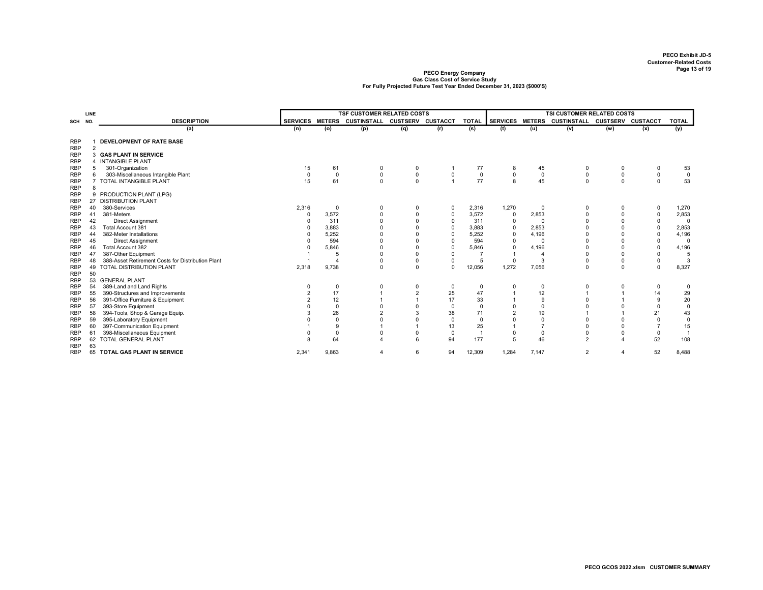PECO Exhibit JD-5
Customer-Related Costs

**PECO Energy Company**
**Gas Class Cost of Service Study**
**For Fully Projected Future Test Year Ended December 31, 2023 ($000'S)**

| SCH | LINE NO. | DESCRIPTION | TSF CUSTOMER RELATED COSTS | | | | | | TSI CUSTOMER RELATED COSTS | | | | | |
|---|---|---|---|---|---|---|---|---|---|---|---|---|---|---|
| | | | SERVICES | METERS | CUSTINSTALL | CUSTSERV | CUSTACCT | TOTAL | SERVICES | METERS | CUSTINSTALL | CUSTSERV | CUSTACCT | TOTAL |
| | | (a) | (n) | (o) | (p) | (q) | (r) | (s) | (t) | (u) | (v) | (w) | (x) | (y) |
| RBP | 1 | **DEVELOPMENT OF RATE BASE** | | | | | | | | | | | | |
| RBP | 2 | | | | | | | | | | | | | |
| RBP | 3 | **GAS PLANT IN SERVICE** | | | | | | | | | | | | |
| RBP | 4 | INTANGIBLE PLANT | | | | | | | | | | | | |
| RBP | 5 | 301-Organization | 15 | 61 | 0 | 0 | 1 | 77 | 8 | 45 | 0 | 0 | 0 | 53 |
| RBP | 6 | 303-Miscellaneous Intangible Plant | 0 | 0 | 0 | 0 | 0 | 0 | 0 | 0 | 0 | 0 | 0 | 0 |
| RBP | 7 | TOTAL INTANGIBLE PLANT | 15 | 61 | 0 | 0 | 1 | 77 | 8 | 45 | 0 | 0 | 0 | 53 |
| RBP | 8 | | | | | | | | | | | | | |
| RBP | 9 | PRODUCTION PLANT (LPG) | | | | | | | | | | | | |
| RBP | 27 | DISTRIBUTION PLANT | | | | | | | | | | | | |
| RBP | 40 | 380-Services | 2,316 | 0 | 0 | 0 | 0 | 2,316 | 1,270 | 0 | 0 | 0 | 0 | 1,270 |
| RBP | 41 | 381-Meters | 0 | 3,572 | 0 | 0 | 0 | 3,572 | 0 | 2,853 | 0 | 0 | 0 | 2,853 |
| RBP | 42 | Direct Assignment | 0 | 311 | 0 | 0 | 0 | 311 | 0 | 0 | 0 | 0 | 0 | 0 |
| RBP | 43 | Total Account 381 | 0 | 3,883 | 0 | 0 | 0 | 3,883 | 0 | 2,853 | 0 | 0 | 0 | 2,853 |
| RBP | 44 | 382-Meter Installations | 0 | 5,252 | 0 | 0 | 0 | 5,252 | 0 | 4,196 | 0 | 0 | 0 | 4,196 |
| RBP | 45 | Direct Assignment | 0 | 594 | 0 | 0 | 0 | 594 | 0 | 0 | 0 | 0 | 0 | 0 |
| RBP | 46 | Total Account 382 | 0 | 5,846 | 0 | 0 | 0 | 5,846 | 0 | 4,196 | 0 | 0 | 0 | 4,196 |
| RBP | 47 | 387-Other Equipment | 1 | 5 | 0 | 0 | 0 | 7 | 1 | 4 | 0 | 0 | 0 | 5 |
| RBP | 48 | 388-Asset Retirement Costs for Distribution Plant | 1 | 4 | 0 | 0 | 0 | 5 | 0 | 3 | 0 | 0 | 0 | 3 |
| RBP | 49 | TOTAL DISTRIBUTION PLANT | 2,318 | 9,738 | 0 | 0 | 0 | 12,056 | 1,272 | 7,056 | 0 | 0 | 0 | 8,327 |
| RBP | 50 | | | | | | | | | | | | | |
| RBP | 53 | GENERAL PLANT | | | | | | | | | | | | |
| RBP | 54 | 389-Land and Land Rights | 0 | 0 | 0 | 0 | 0 | 0 | 0 | 0 | 0 | 0 | 0 | 0 |
| RBP | 55 | 390-Structures and Improvements | 2 | 17 | 1 | 2 | 25 | 47 | 1 | 12 | 1 | 1 | 14 | 29 |
| RBP | 56 | 391-Office Furniture & Equipment | 2 | 12 | 1 | 1 | 17 | 33 | 1 | 9 | 0 | 1 | 9 | 20 |
| RBP | 57 | 393-Store Equipment | 0 | 0 | 0 | 0 | 0 | 0 | 0 | 0 | 0 | 0 | 0 | 0 |
| RBP | 58 | 394-Tools, Shop & Garage Equip. | 3 | 26 | 2 | 3 | 38 | 71 | 2 | 19 | 1 | 1 | 21 | 43 |
| RBP | 59 | 395-Laboratory Equipment | 0 | 0 | 0 | 0 | 0 | 0 | 0 | 0 | 0 | 0 | 0 | 0 |
| RBP | 60 | 397-Communication Equipment | 1 | 9 | 1 | 1 | 13 | 25 | 1 | 7 | 0 | 0 | 7 | 15 |
| RBP | 61 | 398-Miscellaneous Equipment | 0 | 0 | 0 | 0 | 0 | 1 | 0 | 0 | 0 | 0 | 0 | 1 |
| RBP | 62 | TOTAL GENERAL PLANT | 8 | 64 | 4 | 6 | 94 | 177 | 5 | 46 | 2 | 4 | 52 | 108 |
| RBP | 63 | | | | | | | | | | | | | |
| RBP | 65 | **TOTAL GAS PLANT IN SERVICE** | 2,341 | 9,863 | 4 | 6 | 94 | 12,309 | 1,284 | 7,147 | 2 | 4 | 52 | 8,488 |

PECO GCOS 2022.xlsm CUSTOMER SUMMARY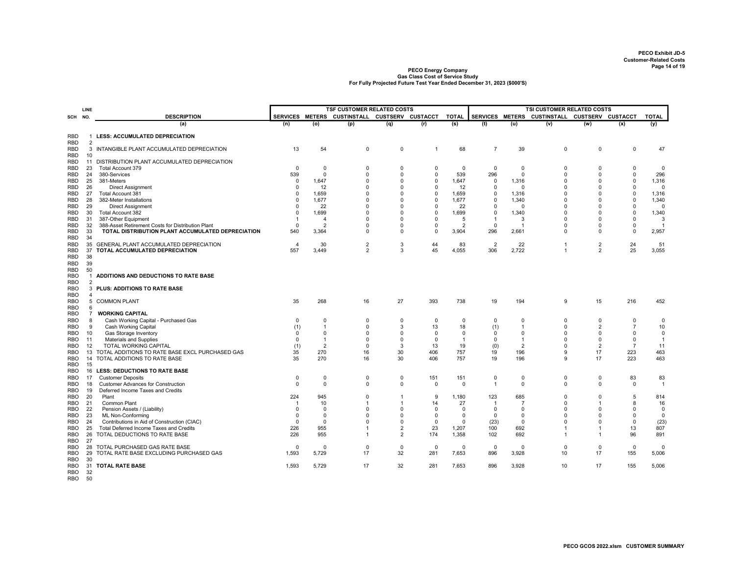**PECO Exhibit JD-5**
**Customer-Related Costs**

**PECO Energy Company**
**Gas Class Cost of Service Study**
**For Fully Projected Future Test Year Ended December 31, 2023 ($000'S)**

| SCH | LINE NO. | DESCRIPTION | TSF CUSTOMER RELATED COSTS | | | | | | TSI CUSTOMER RELATED COSTS | | | | | |
|---|---|---|---|---|---|---|---|---|---|---|---|---|---|---|
| | | | SERVICES | METERS | CUSTINSTALL | CUSTSERV | CUSTACCT | TOTAL | SERVICES | METERS | CUSTINSTALL | CUSTSERV | CUSTACCT | TOTAL |
| | | (a) | (n) | (o) | (p) | (q) | (r) | (s) | (t) | (u) | (v) | (w) | (x) | (y) |
| RBD | 1 | **LESS: ACCUMULATED DEPRECIATION** | | | | | | | | | | | | |
| RBD | 2 | | | | | | | | | | | | | |
| RBD | 3 | INTANGIBLE PLANT ACCUMULATED DEPRECIATION | 13 | 54 | 0 | 0 | 1 | 68 | 7 | 39 | 0 | 0 | 0 | 47 |
| RBD | 10 | | | | | | | | | | | | | |
| RBD | 11 | DISTRIBUTION PLANT ACCUMULATED DEPRECIATION | | | | | | | | | | | | |
| RBD | 23 | Total Account 379 | 0 | 0 | 0 | 0 | 0 | 0 | 0 | 0 | 0 | 0 | 0 | 0 |
| RBD | 24 | 380-Services | 539 | 0 | 0 | 0 | 0 | 539 | 296 | 0 | 0 | 0 | 0 | 296 |
| RBD | 25 | 381-Meters | 0 | 1,647 | 0 | 0 | 0 | 1,647 | 0 | 1,316 | 0 | 0 | 0 | 1,316 |
| RBD | 26 | Direct Assignment | 0 | 12 | 0 | 0 | 0 | 12 | 0 | 0 | 0 | 0 | 0 | 0 |
| RBD | 27 | Total Account 381 | 0 | 1,659 | 0 | 0 | 0 | 1,659 | 0 | 1,316 | 0 | 0 | 0 | 1,316 |
| RBD | 28 | 382-Meter Installations | 0 | 1,677 | 0 | 0 | 0 | 1,677 | 0 | 1,340 | 0 | 0 | 0 | 1,340 |
| RBD | 29 | Direct Assignment | 0 | 22 | 0 | 0 | 0 | 22 | 0 | 0 | 0 | 0 | 0 | 0 |
| RBD | 30 | Total Account 382 | 0 | 1,699 | 0 | 0 | 0 | 1,699 | 0 | 1,340 | 0 | 0 | 0 | 1,340 |
| RBD | 31 | 387-Other Equipment | 1 | 4 | 0 | 0 | 0 | 5 | 1 | 3 | 0 | 0 | 0 | 3 |
| RBD | 32 | 388-Asset Retirement Costs for Distribution Plant | 0 | 2 | 0 | 0 | 0 | 2 | 0 | 1 | 0 | 0 | 0 | 1 |
| RBD | 33 | **TOTAL DISTRIBUTION PLANT ACCUMULATED DEPRECIATION** | 540 | 3,364 | 0 | 0 | 0 | 3,904 | 296 | 2,661 | 0 | 0 | 0 | 2,957 |
| RBD | 34 | | | | | | | | | | | | | |
| RBD | 35 | GENERAL PLANT ACCUMULATED DEPRECIATION | 4 | 30 | 2 | 3 | 44 | 83 | 2 | 22 | 1 | 2 | 24 | 51 |
| RBD | 37 | **TOTAL ACCUMULATED DEPRECIATION** | 557 | 3,449 | 2 | 3 | 45 | 4,055 | 306 | 2,722 | 1 | 2 | 25 | 3,055 |
| RBD | 38 | | | | | | | | | | | | | |
| RBD | 39 | | | | | | | | | | | | | |
| RBD | 50 | | | | | | | | | | | | | |
| RBO | 1 | **ADDITIONS AND DEDUCTIONS TO RATE BASE** | | | | | | | | | | | | |
| RBO | 2 | | | | | | | | | | | | | |
| RBO | 3 | **PLUS: ADDITIONS TO RATE BASE** | | | | | | | | | | | | |
| RBO | 4 | | | | | | | | | | | | | |
| RBO | 5 | COMMON PLANT | 35 | 268 | 16 | 27 | 393 | 738 | 19 | 194 | 9 | 15 | 216 | 452 |
| RBO | 6 | | | | | | | | | | | | | |
| RBO | 7 | **WORKING CAPITAL** | | | | | | | | | | | | |
| RBO | 8 | Cash Working Capital - Purchased Gas | 0 | 0 | 0 | 0 | 0 | 0 | 0 | 0 | 0 | 0 | 0 | 0 |
| RBO | 9 | Cash Working Capital | (1) | 1 | 0 | 3 | 13 | 18 | (1) | 1 | 0 | 2 | 7 | 10 |
| RBO | 10 | Gas Storage Inventory | 0 | 0 | 0 | 0 | 0 | 0 | 0 | 0 | 0 | 0 | 0 | 0 |
| RBO | 11 | Materials and Supplies | 0 | 1 | 0 | 0 | 0 | 1 | 0 | 1 | 0 | 0 | 0 | 1 |
| RBO | 12 | TOTAL WORKING CAPITAL | (1) | 2 | 0 | 3 | 13 | 19 | (0) | 2 | 0 | 2 | 7 | 11 |
| RBO | 13 | TOTAL ADDITIONS TO RATE BASE EXCL PURCHASED GAS | 35 | 270 | 16 | 30 | 406 | 757 | 19 | 196 | 9 | 17 | 223 | 463 |
| RBO | 14 | TOTAL ADDITIONS TO RATE BASE | 35 | 270 | 16 | 30 | 406 | 757 | 19 | 196 | 9 | 17 | 223 | 463 |
| RBO | 15 | | | | | | | | | | | | | |
| RBO | 16 | **LESS: DEDUCTIONS TO RATE BASE** | | | | | | | | | | | | |
| RBO | 17 | Customer Deposits | 0 | 0 | 0 | 0 | 151 | 151 | 0 | 0 | 0 | 0 | 83 | 83 |
| RBO | 18 | Customer Advances for Construction | 0 | 0 | 0 | 0 | 0 | 0 | 1 | 0 | 0 | 0 | 0 | 1 |
| RBO | 19 | Deferred Income Taxes and Credits | | | | | | | | | | | | |
| RBO | 20 | Plant | 224 | 945 | 0 | 1 | 9 | 1,180 | 123 | 685 | 0 | 0 | 5 | 814 |
| RBO | 21 | Common Plant | 1 | 10 | 1 | 1 | 14 | 27 | 1 | 7 | 0 | 1 | 8 | 16 |
| RBO | 22 | Pension Assets / (Liability) | 0 | 0 | 0 | 0 | 0 | 0 | 0 | 0 | 0 | 0 | 0 | 0 |
| RBO | 23 | ML Non-Conforming | 0 | 0 | 0 | 0 | 0 | 0 | 0 | 0 | 0 | 0 | 0 | 0 |
| RBO | 24 | Contributions in Aid of Construction (CIAC) | 0 | 0 | 0 | 0 | 0 | 0 | (23) | 0 | 0 | 0 | 0 | (23) |
| RBO | 25 | Total Deferred Income Taxes and Credits | 226 | 955 | 1 | 2 | 23 | 1,207 | 100 | 692 | 1 | 1 | 13 | 807 |
| RBO | 26 | TOTAL DEDUCTIONS TO RATE BASE | 226 | 955 | 1 | 2 | 174 | 1,358 | 102 | 692 | 1 | 1 | 96 | 891 |
| RBO | 27 | | | | | | | | | | | | | |
| RBO | 28 | TOTAL PURCHASED GAS RATE BASE | 0 | 0 | 0 | 0 | 0 | 0 | 0 | 0 | 0 | 0 | 0 | 0 |
| RBO | 29 | TOTAL RATE BASE EXCLUDING PURCHASED GAS | 1,593 | 5,729 | 17 | 32 | 281 | 7,653 | 896 | 3,928 | 10 | 17 | 155 | 5,006 |
| RBO | 30 | | | | | | | | | | | | | |
| RBO | 31 | **TOTAL RATE BASE** | 1,593 | 5,729 | 17 | 32 | 281 | 7,653 | 896 | 3,928 | 10 | 17 | 155 | 5,006 |
| RBO | 32 | | | | | | | | | | | | | |
| RBO | 50 | | | | | | | | | | | | | |

**PECO GCOS 2022.xlsm CUSTOMER SUMMARY**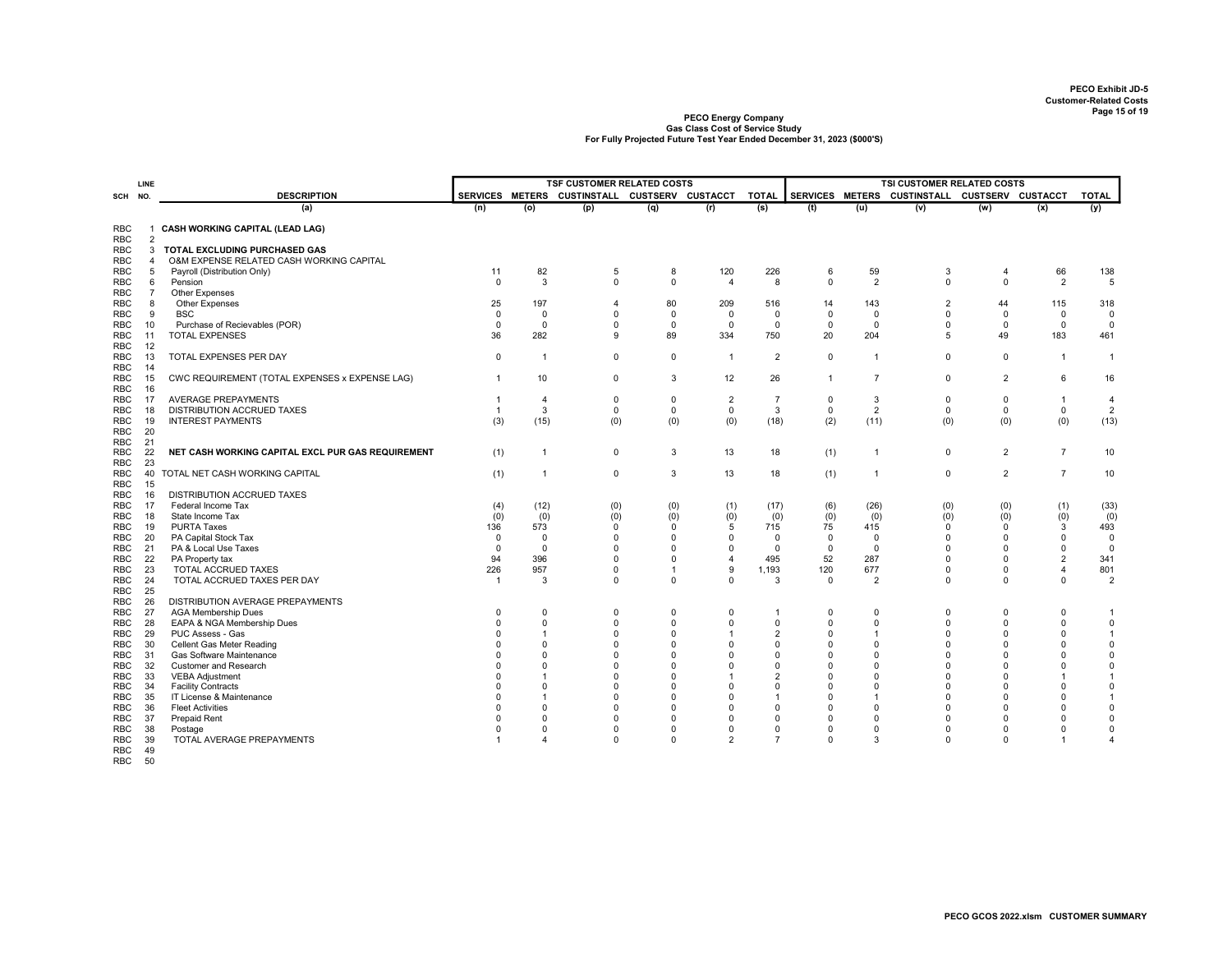PECO Exhibit JD-5
Customer-Related Costs

**PECO Energy Company**
**Gas Class Cost of Service Study**
**For Fully Projected Future Test Year Ended December 31, 2023 ($000'S)**

| SCH | LINE NO. | DESCRIPTION | TSF CUSTOMER RELATED COSTS SERVICES | METERS | CUSTINSTALL | CUSTSERV | CUSTACCT | TOTAL | TSI CUSTOMER RELATED COSTS SERVICES | METERS | CUSTINSTALL | CUSTSERV | CUSTACCT | TOTAL |
|---|---|---|---|---|---|---|---|---|---|---|---|---|---|---|
| | | (a) | (n) | (o) | (p) | (q) | (r) | (s) | (t) | (u) | (v) | (w) | (x) | (y) |
| RBC | 1 | **CASH WORKING CAPITAL (LEAD LAG)** | | | | | | | | | | | | |
| RBC | 2 | | | | | | | | | | | | | |
| RBC | 3 | **TOTAL EXCLUDING PURCHASED GAS** | | | | | | | | | | | | |
| RBC | 4 | O&M EXPENSE RELATED CASH WORKING CAPITAL | | | | | | | | | | | | |
| RBC | 5 | Payroll (Distribution Only) | 11 | 82 | 5 | 8 | 120 | 226 | 6 | 59 | 3 | 4 | 66 | 138 |
| RBC | 6 | Pension | 0 | 3 | 0 | 0 | 4 | 8 | 0 | 2 | 0 | 0 | 2 | 5 |
| RBC | 7 | Other Expenses | | | | | | | | | | | | |
| RBC | 8 | Other Expenses | 25 | 197 | 4 | 80 | 209 | 516 | 14 | 143 | 2 | 44 | 115 | 318 |
| RBC | 9 | BSC | 0 | 0 | 0 | 0 | 0 | 0 | 0 | 0 | 0 | 0 | 0 | 0 |
| RBC | 10 | Purchase of Recievables (POR) | 0 | 0 | 0 | 0 | 0 | 0 | 0 | 0 | 0 | 0 | 0 | 0 |
| RBC | 11 | TOTAL EXPENSES | 36 | 282 | 9 | 89 | 334 | 750 | 20 | 204 | 5 | 49 | 183 | 461 |
| RBC | 12 | | | | | | | | | | | | | |
| RBC | 13 | TOTAL EXPENSES PER DAY | 0 | 1 | 0 | 0 | 1 | 2 | 0 | 1 | 0 | 0 | 1 | 1 |
| RBC | 14 | | | | | | | | | | | | | |
| RBC | 15 | CWC REQUIREMENT (TOTAL EXPENSES x EXPENSE LAG) | 1 | 10 | 0 | 3 | 12 | 26 | 1 | 7 | 0 | 2 | 6 | 16 |
| RBC | 16 | | | | | | | | | | | | | |
| RBC | 17 | AVERAGE PREPAYMENTS | 1 | 4 | 0 | 0 | 2 | 7 | 0 | 3 | 0 | 0 | 1 | 4 |
| RBC | 18 | DISTRIBUTION ACCRUED TAXES | 1 | 3 | 0 | 0 | 0 | 3 | 0 | 2 | 0 | 0 | 0 | 2 |
| RBC | 19 | INTEREST PAYMENTS | (3) | (15) | (0) | (0) | (0) | (18) | (2) | (11) | (0) | (0) | (0) | (13) |
| RBC | 20 | | | | | | | | | | | | | |
| RBC | 21 | | | | | | | | | | | | | |
| RBC | 22 | **NET CASH WORKING CAPITAL EXCL PUR GAS REQUIREMENT** | (1) | 1 | 0 | 3 | 13 | 18 | (1) | 1 | 0 | 2 | 7 | 10 |
| RBC | 23 | | | | | | | | | | | | | |
| RBC | 40 | TOTAL NET CASH WORKING CAPITAL | (1) | 1 | 0 | 3 | 13 | 18 | (1) | 1 | 0 | 2 | 7 | 10 |
| RBC | 15 | | | | | | | | | | | | | |
| RBC | 16 | DISTRIBUTION ACCRUED TAXES | | | | | | | | | | | | |
| RBC | 17 | Federal Income Tax | (4) | (12) | (0) | (0) | (1) | (17) | (6) | (26) | (0) | (0) | (1) | (33) |
| RBC | 18 | State Income Tax | (0) | (0) | (0) | (0) | (0) | (0) | (0) | (0) | (0) | (0) | (0) | (0) |
| RBC | 19 | PURTA Taxes | 136 | 573 | 0 | 0 | 5 | 715 | 75 | 415 | 0 | 0 | 3 | 493 |
| RBC | 20 | PA Capital Stock Tax | 0 | 0 | 0 | 0 | 0 | 0 | 0 | 0 | 0 | 0 | 0 | 0 |
| RBC | 21 | PA & Local Use Taxes | 0 | 0 | 0 | 0 | 0 | 0 | 0 | 0 | 0 | 0 | 0 | 0 |
| RBC | 22 | PA Property tax | 94 | 396 | 0 | 0 | 4 | 495 | 52 | 287 | 0 | 0 | 2 | 341 |
| RBC | 23 | TOTAL ACCRUED TAXES | 226 | 957 | 0 | 1 | 9 | 1,193 | 120 | 677 | 0 | 0 | 4 | 801 |
| RBC | 24 | TOTAL ACCRUED TAXES PER DAY | 1 | 3 | 0 | 0 | 0 | 3 | 0 | 2 | 0 | 0 | 0 | 2 |
| RBC | 25 | | | | | | | | | | | | | |
| RBC | 26 | DISTRIBUTION AVERAGE PREPAYMENTS | | | | | | | | | | | | |
| RBC | 27 | AGA Membership Dues | 0 | 0 | 0 | 0 | 0 | 1 | 0 | 0 | 0 | 0 | 0 | 1 |
| RBC | 28 | EAPA & NGA Membership Dues | 0 | 0 | 0 | 0 | 0 | 0 | 0 | 0 | 0 | 0 | 0 | 0 |
| RBC | 29 | PUC Assess - Gas | 0 | 1 | 0 | 0 | 1 | 2 | 0 | 1 | 0 | 0 | 0 | 1 |
| RBC | 30 | Cellent Gas Meter Reading | 0 | 0 | 0 | 0 | 0 | 0 | 0 | 0 | 0 | 0 | 0 | 0 |
| RBC | 31 | Gas Software Maintenance | 0 | 0 | 0 | 0 | 0 | 0 | 0 | 0 | 0 | 0 | 0 | 0 |
| RBC | 32 | Customer and Research | 0 | 0 | 0 | 0 | 0 | 0 | 0 | 0 | 0 | 0 | 0 | 0 |
| RBC | 33 | VEBA Adjustment | 0 | 1 | 0 | 0 | 1 | 2 | 0 | 0 | 0 | 0 | 1 | 1 |
| RBC | 34 | Facility Contracts | 0 | 0 | 0 | 0 | 0 | 0 | 0 | 0 | 0 | 0 | 0 | 0 |
| RBC | 35 | IT License & Maintenance | 0 | 1 | 0 | 0 | 0 | 1 | 0 | 1 | 0 | 0 | 0 | 1 |
| RBC | 36 | Fleet Activities | 0 | 0 | 0 | 0 | 0 | 0 | 0 | 0 | 0 | 0 | 0 | 0 |
| RBC | 37 | Prepaid Rent | 0 | 0 | 0 | 0 | 0 | 0 | 0 | 0 | 0 | 0 | 0 | 0 |
| RBC | 38 | Postage | 0 | 0 | 0 | 0 | 0 | 0 | 0 | 0 | 0 | 0 | 0 | 0 |
| RBC | 39 | TOTAL AVERAGE PREPAYMENTS | 1 | 4 | 0 | 0 | 2 | 7 | 0 | 3 | 0 | 0 | 1 | 4 |
| RBC | 49 | | | | | | | | | | | | | |
| RBC | 50 | | | | | | | | | | | | | |

PECO GCOS 2022.xlsm CUSTOMER SUMMARY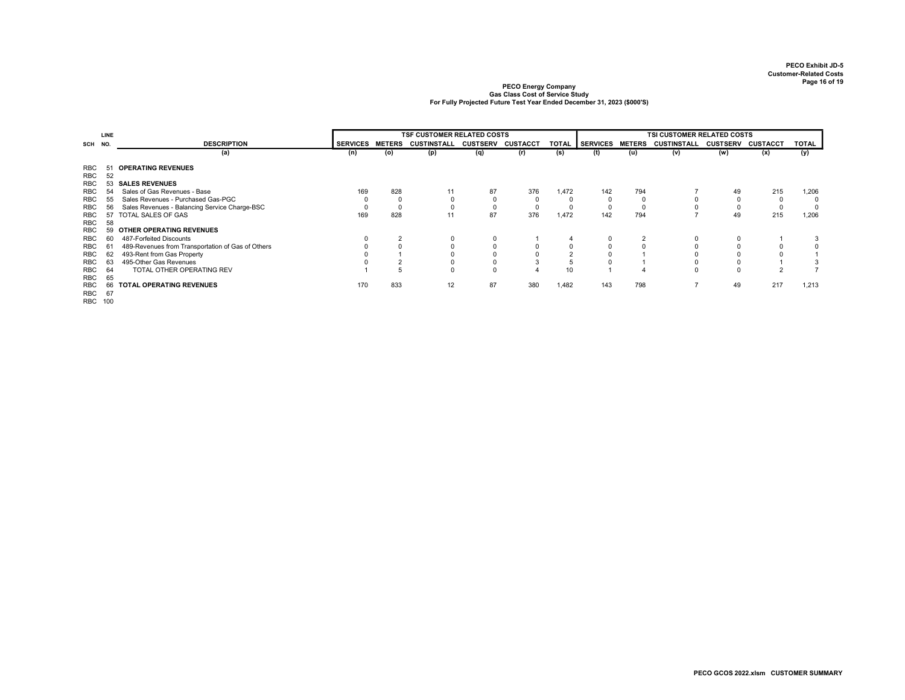**PECO Exhibit JD-5**
**Customer-Related Costs**

**PECO Energy Company**
**Gas Class Cost of Service Study**
**For Fully Projected Future Test Year Ended December 31, 2023 ($000'S)**

| SCH | LINE NO. | DESCRIPTION | TSF CUSTOMER RELATED COSTS | | | | | | TSI CUSTOMER RELATED COSTS | | | | | |
|---|---|---|---|---|---|---|---|---|---|---|---|---|---|---|
| | | | SERVICES | METERS | CUSTINSTALL | CUSTSERV | CUSTACCT | TOTAL | SERVICES | METERS | CUSTINSTALL | CUSTSERV | CUSTACCT | TOTAL |
| | | (a) | (n) | (o) | (p) | (q) | (r) | (s) | (t) | (u) | (v) | (w) | (x) | (y) |
| RBC | 51 | **OPERATING REVENUES** | | | | | | | | | | | | |
| RBC | 52 | | | | | | | | | | | | | |
| RBC | 53 | **SALES REVENUES** | | | | | | | | | | | | |
| RBC | 54 | Sales of Gas Revenues - Base | 169 | 828 | 11 | 87 | 376 | 1,472 | 142 | 794 | 7 | 49 | 215 | 1,206 |
| RBC | 55 | Sales Revenues - Purchased Gas-PGC | 0 | 0 | 0 | 0 | 0 | 0 | 0 | 0 | 0 | 0 | 0 | 0 |
| RBC | 56 | Sales Revenues - Balancing Service Charge-BSC | 0 | 0 | 0 | 0 | 0 | 0 | 0 | 0 | 0 | 0 | 0 | 0 |
| RBC | 57 | TOTAL SALES OF GAS | 169 | 828 | 11 | 87 | 376 | 1,472 | 142 | 794 | 7 | 49 | 215 | 1,206 |
| RBC | 58 | | | | | | | | | | | | | |
| RBC | 59 | **OTHER OPERATING REVENUES** | | | | | | | | | | | | |
| RBC | 60 | 487-Forfeited Discounts | 0 | 2 | 0 | 0 | 1 | 4 | 0 | 2 | 0 | 0 | 1 | 3 |
| RBC | 61 | 489-Revenues from Transportation of Gas of Others | 0 | 0 | 0 | 0 | 0 | 0 | 0 | 0 | 0 | 0 | 0 | 0 |
| RBC | 62 | 493-Rent from Gas Property | 0 | 1 | 0 | 0 | 0 | 2 | 0 | 1 | 0 | 0 | 0 | 1 |
| RBC | 63 | 495-Other Gas Revenues | 0 | 2 | 0 | 0 | 3 | 5 | 0 | 1 | 0 | 0 | 1 | 3 |
| RBC | 64 | TOTAL OTHER OPERATING REV | 1 | 5 | 0 | 0 | 4 | 10 | 1 | 4 | 0 | 0 | 2 | 7 |
| RBC | 65 | | | | | | | | | | | | | |
| RBC | 66 | **TOTAL OPERATING REVENUES** | 170 | 833 | 12 | 87 | 380 | 1,482 | 143 | 798 | 7 | 49 | 217 | 1,213 |
| RBC | 67 | | | | | | | | | | | | | |
| RBC | 100 | | | | | | | | | | | | | |

PECO GCOS 2022.xlsm CUSTOMER SUMMARY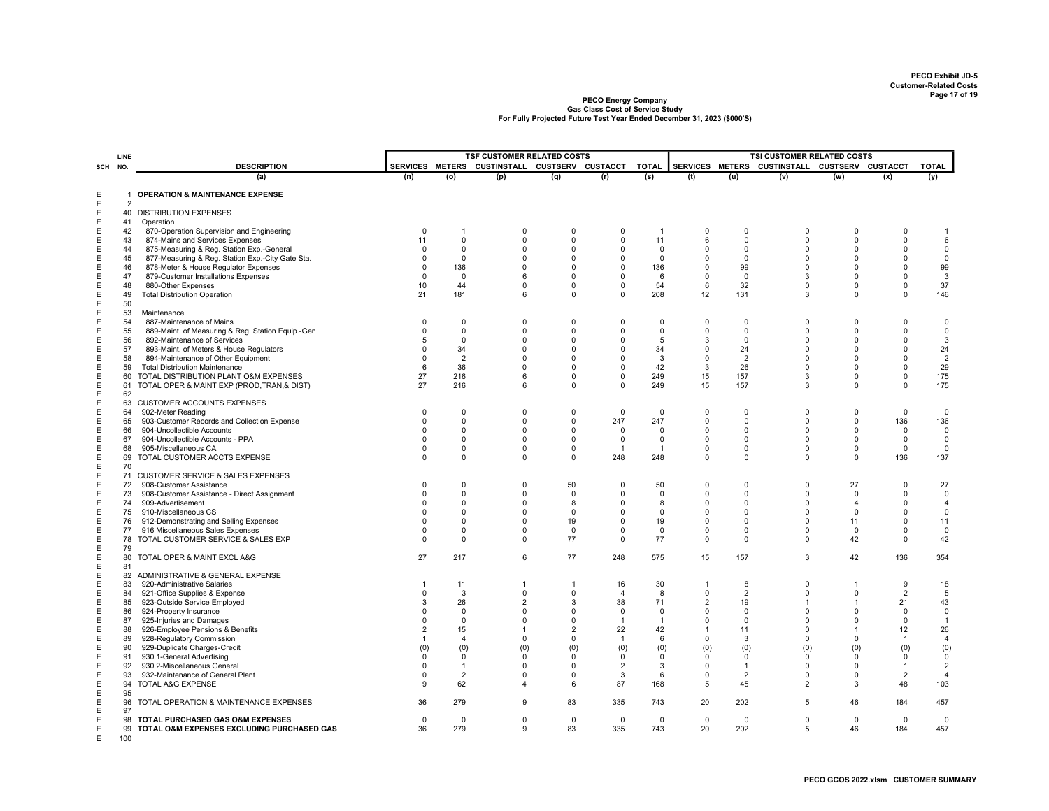**PECO Exhibit JD-5**
**Customer-Related Costs**

**PECO Energy Company**
**Gas Class Cost of Service Study**
**For Fully Projected Future Test Year Ended December 31, 2023 ($000'S)**

| SCH | LINE NO. | DESCRIPTION | TSF CUSTOMER RELATED COSTS | | | | | | TSI CUSTOMER RELATED COSTS | | | | | |
|---|---|---|---|---|---|---|---|---|---|---|---|---|---|---|
| | | | SERVICES | METERS | CUSTINSTALL | CUSTSERV | CUSTACCT | TOTAL | SERVICES | METERS | CUSTINSTALL | CUSTSERV | CUSTACCT | TOTAL |
| | | (a) | (n) | (o) | (p) | (q) | (r) | (s) | (t) | (u) | (v) | (w) | (x) | (y) |
| E | 1 | **OPERATION & MAINTENANCE EXPENSE** | | | | | | | | | | | | |
| E | 2 | | | | | | | | | | | | | |
| E | 40 | DISTRIBUTION EXPENSES | | | | | | | | | | | | |
| E | 41 | Operation | | | | | | | | | | | | |
| E | 42 | 870-Operation Supervision and Engineering | 0 | 1 | 0 | 0 | 0 | 1 | 0 | 0 | 0 | 0 | 0 | 1 |
| E | 43 | 874-Mains and Services Expenses | 11 | 0 | 0 | 0 | 0 | 11 | 6 | 0 | 0 | 0 | 0 | 6 |
| E | 44 | 875-Measuring & Reg. Station Exp.-General | 0 | 0 | 0 | 0 | 0 | 0 | 0 | 0 | 0 | 0 | 0 | 0 |
| E | 45 | 877-Measuring & Reg. Station Exp.-City Gate Sta. | 0 | 0 | 0 | 0 | 0 | 0 | 0 | 0 | 0 | 0 | 0 | 0 |
| E | 46 | 878-Meter & House Regulator Expenses | 0 | 136 | 0 | 0 | 0 | 136 | 0 | 99 | 0 | 0 | 0 | 99 |
| E | 47 | 879-Customer Installations Expenses | 0 | 0 | 6 | 0 | 0 | 6 | 0 | 0 | 3 | 0 | 0 | 3 |
| E | 48 | 880-Other Expenses | 10 | 44 | 0 | 0 | 0 | 54 | 6 | 32 | 0 | 0 | 0 | 37 |
| E | 49 | Total Distribution Operation | 21 | 181 | 6 | 0 | 0 | 208 | 12 | 131 | 3 | 0 | 0 | 146 |
| E | 50 | | | | | | | | | | | | | |
| E | 53 | Maintenance | | | | | | | | | | | | |
| E | 54 | 887-Maintenance of Mains | 0 | 0 | 0 | 0 | 0 | 0 | 0 | 0 | 0 | 0 | 0 | 0 |
| E | 55 | 889-Maint. of Measuring & Reg. Station Equip.-Gen | 0 | 0 | 0 | 0 | 0 | 0 | 0 | 0 | 0 | 0 | 0 | 0 |
| E | 56 | 892-Maintenance of Services | 5 | 0 | 0 | 0 | 0 | 5 | 3 | 0 | 0 | 0 | 0 | 3 |
| E | 57 | 893-Maint. of Meters & House Regulators | 0 | 34 | 0 | 0 | 0 | 34 | 0 | 24 | 0 | 0 | 0 | 24 |
| E | 58 | 894-Maintenance of Other Equipment | 0 | 2 | 0 | 0 | 0 | 3 | 0 | 2 | 0 | 0 | 0 | 2 |
| E | 59 | Total Distribution Maintenance | 6 | 36 | 0 | 0 | 0 | 42 | 3 | 26 | 0 | 0 | 0 | 29 |
| E | 60 | TOTAL DISTRIBUTION PLANT O&M EXPENSES | 27 | 216 | 6 | 0 | 0 | 249 | 15 | 157 | 3 | 0 | 0 | 175 |
| E | 61 | TOTAL OPER & MAINT EXP (PROD,TRAN,& DIST) | 27 | 216 | 6 | 0 | 0 | 249 | 15 | 157 | 3 | 0 | 0 | 175 |
| E | 62 | | | | | | | | | | | | | |
| E | 63 | CUSTOMER ACCOUNTS EXPENSES | | | | | | | | | | | | |
| E | 64 | 902-Meter Reading | 0 | 0 | 0 | 0 | 0 | 0 | 0 | 0 | 0 | 0 | 0 | 0 |
| E | 65 | 903-Customer Records and Collection Expense | 0 | 0 | 0 | 0 | 247 | 247 | 0 | 0 | 0 | 0 | 136 | 136 |
| E | 66 | 904-Uncollectible Accounts | 0 | 0 | 0 | 0 | 0 | 0 | 0 | 0 | 0 | 0 | 0 | 0 |
| E | 67 | 904-Uncollectible Accounts - PPA | 0 | 0 | 0 | 0 | 0 | 0 | 0 | 0 | 0 | 0 | 0 | 0 |
| E | 68 | 905-Miscellaneous CA | 0 | 0 | 0 | 0 | 1 | 1 | 0 | 0 | 0 | 0 | 0 | 0 |
| E | 69 | TOTAL CUSTOMER ACCTS EXPENSE | 0 | 0 | 0 | 0 | 248 | 248 | 0 | 0 | 0 | 0 | 136 | 137 |
| E | 70 | | | | | | | | | | | | | |
| E | 71 | CUSTOMER SERVICE & SALES EXPENSES | | | | | | | | | | | | |
| E | 72 | 908-Customer Assistance | 0 | 0 | 0 | 50 | 0 | 50 | 0 | 0 | 0 | 27 | 0 | 27 |
| E | 73 | 908-Customer Assistance - Direct Assignment | 0 | 0 | 0 | 0 | 0 | 0 | 0 | 0 | 0 | 0 | 0 | 0 |
| E | 74 | 909-Advertisement | 0 | 0 | 0 | 8 | 0 | 8 | 0 | 0 | 0 | 4 | 0 | 4 |
| E | 75 | 910-Miscellaneous CS | 0 | 0 | 0 | 0 | 0 | 0 | 0 | 0 | 0 | 0 | 0 | 0 |
| E | 76 | 912-Demonstrating and Selling Expenses | 0 | 0 | 0 | 19 | 0 | 19 | 0 | 0 | 0 | 11 | 0 | 11 |
| E | 77 | 916 Miscellaneous Sales Expenses | 0 | 0 | 0 | 0 | 0 | 0 | 0 | 0 | 0 | 0 | 0 | 0 |
| E | 78 | TOTAL CUSTOMER SERVICE & SALES EXP | 0 | 0 | 0 | 77 | 0 | 77 | 0 | 0 | 0 | 42 | 0 | 42 |
| E | 79 | | | | | | | | | | | | | |
| E | 80 | TOTAL OPER & MAINT EXCL A&G | 27 | 217 | 6 | 77 | 248 | 575 | 15 | 157 | 3 | 42 | 136 | 354 |
| E | 81 | | | | | | | | | | | | | |
| E | 82 | ADMINISTRATIVE & GENERAL EXPENSE | | | | | | | | | | | | |
| E | 83 | 920-Administrative Salaries | 1 | 11 | 1 | 1 | 16 | 30 | 1 | 8 | 0 | 1 | 9 | 18 |
| E | 84 | 921-Office Supplies & Expense | 0 | 3 | 0 | 0 | 4 | 8 | 0 | 2 | 0 | 0 | 2 | 5 |
| E | 85 | 923-Outside Service Employed | 3 | 26 | 2 | 3 | 38 | 71 | 2 | 19 | 1 | 1 | 21 | 43 |
| E | 86 | 924-Property Insurance | 0 | 0 | 0 | 0 | 0 | 0 | 0 | 0 | 0 | 0 | 0 | 0 |
| E | 87 | 925-Injuries and Damages | 0 | 0 | 0 | 0 | 1 | 1 | 0 | 0 | 0 | 0 | 0 | 1 |
| E | 88 | 926-Employee Pensions & Benefits | 2 | 15 | 1 | 2 | 22 | 42 | 1 | 11 | 0 | 1 | 12 | 26 |
| E | 89 | 928-Regulatory Commission | 1 | 4 | 0 | 0 | 1 | 6 | 0 | 3 | 0 | 0 | 1 | 4 |
| E | 90 | 929-Duplicate Charges-Credit | (0) | (0) | (0) | (0) | (0) | (0) | (0) | (0) | (0) | (0) | (0) | (0) |
| E | 91 | 930.1-General Advertising | 0 | 0 | 0 | 0 | 0 | 0 | 0 | 0 | 0 | 0 | 0 | 0 |
| E | 92 | 930.2-Miscellaneous General | 0 | 1 | 0 | 0 | 2 | 3 | 0 | 1 | 0 | 0 | 1 | 2 |
| E | 93 | 932-Maintenance of General Plant | 0 | 2 | 0 | 0 | 3 | 6 | 0 | 2 | 0 | 0 | 2 | 4 |
| E | 94 | TOTAL A&G EXPENSE | 9 | 62 | 4 | 6 | 87 | 168 | 5 | 45 | 2 | 3 | 48 | 103 |
| E | 95 | | | | | | | | | | | | | |
| E | 96 | TOTAL OPERATION & MAINTENANCE EXPENSES | 36 | 279 | 9 | 83 | 335 | 743 | 20 | 202 | 5 | 46 | 184 | 457 |
| E | 97 | | | | | | | | | | | | | |
| E | 98 | **TOTAL PURCHASED GAS O&M EXPENSES** | 0 | 0 | 0 | 0 | 0 | 0 | 0 | 0 | 0 | 0 | 0 | 0 |
| E | 99 | **TOTAL O&M EXPENSES EXCLUDING PURCHASED GAS** | 36 | 279 | 9 | 83 | 335 | 743 | 20 | 202 | 5 | 46 | 184 | 457 |
| E | 100 | | | | | | | | | | | | | |

PECO GCOS 2022.xlsm CUSTOMER SUMMARY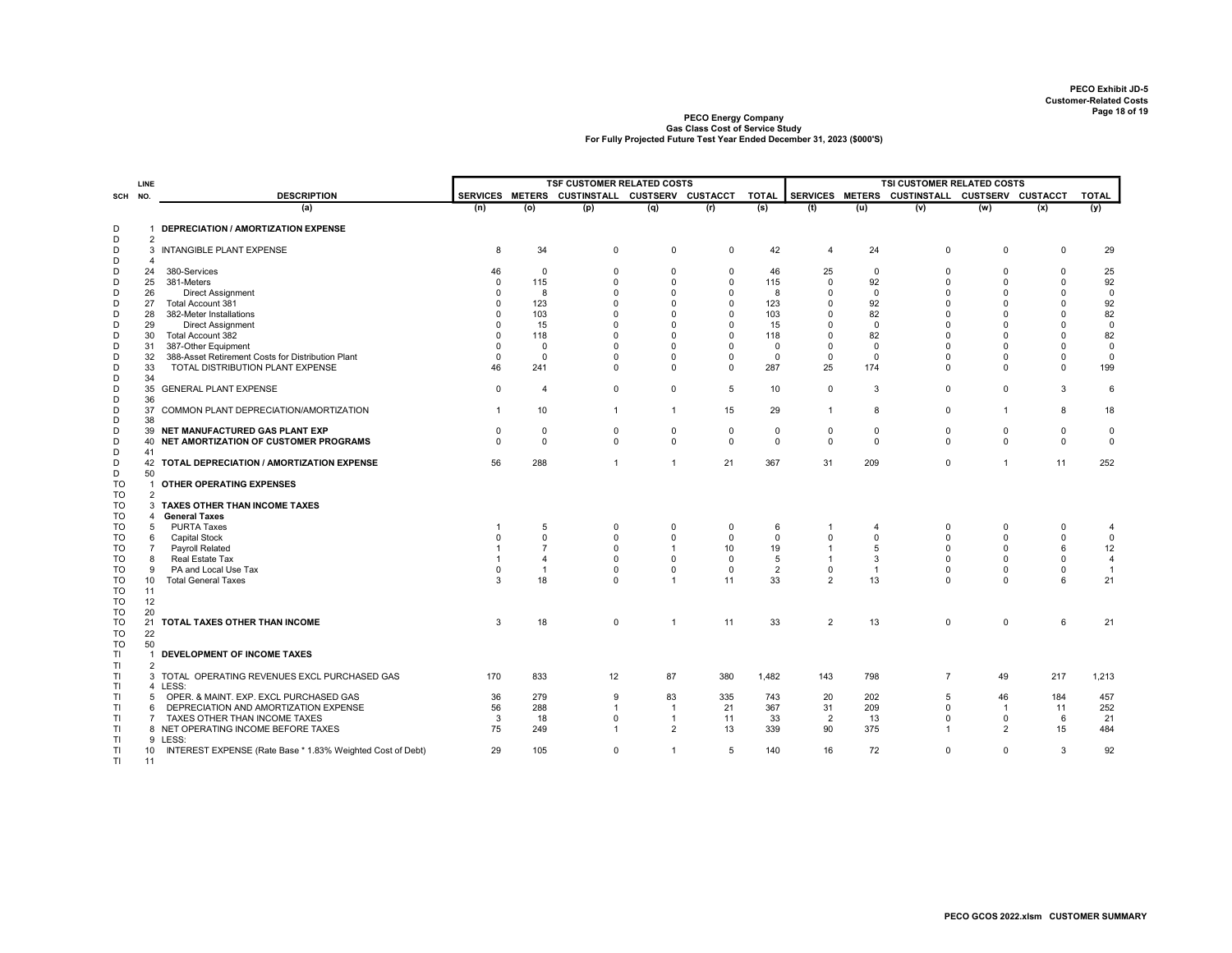PECO Exhibit JD-5
Customer-Related Costs

**PECO Energy Company**
**Gas Class Cost of Service Study**
**For Fully Projected Future Test Year Ended December 31, 2023 ($000'S)**

| SCH | LINE NO. | DESCRIPTION | TSF CUSTOMER RELATED COSTS | | | | | | TSI CUSTOMER RELATED COSTS | | | | | |
|---|---|---|---|---|---|---|---|---|---|---|---|---|---|---|
| | | | SERVICES | METERS | CUSTINSTALL | CUSTSERV | CUSTACCT | TOTAL | SERVICES | METERS | CUSTINSTALL | CUSTSERV | CUSTACCT | TOTAL |
| | | (a) | (n) | (o) | (p) | (q) | (r) | (s) | (t) | (u) | (v) | (w) | (x) | (y) |
| D | 1 | **DEPRECIATION / AMORTIZATION EXPENSE** | | | | | | | | | | | | |
| D | 2 | | | | | | | | | | | | | |
| D | 3 | INTANGIBLE PLANT EXPENSE | 8 | 34 | 0 | 0 | 0 | 42 | 4 | 24 | 0 | 0 | 0 | 29 |
| D | 4 | | | | | | | | | | | | | |
| D | 24 | 380-Services | 46 | 0 | 0 | 0 | 0 | 46 | 25 | 0 | 0 | 0 | 0 | 25 |
| D | 25 | 381-Meters | 0 | 115 | 0 | 0 | 0 | 115 | 0 | 92 | 0 | 0 | 0 | 92 |
| D | 26 | Direct Assignment | 0 | 8 | 0 | 0 | 0 | 8 | 0 | 0 | 0 | 0 | 0 | 0 |
| D | 27 | Total Account 381 | 0 | 123 | 0 | 0 | 0 | 123 | 0 | 92 | 0 | 0 | 0 | 92 |
| D | 28 | 382-Meter Installations | 0 | 103 | 0 | 0 | 0 | 103 | 0 | 82 | 0 | 0 | 0 | 82 |
| D | 29 | Direct Assignment | 0 | 15 | 0 | 0 | 0 | 15 | 0 | 0 | 0 | 0 | 0 | 0 |
| D | 30 | Total Account 382 | 0 | 118 | 0 | 0 | 0 | 118 | 0 | 82 | 0 | 0 | 0 | 82 |
| D | 31 | 387-Other Equipment | 0 | 0 | 0 | 0 | 0 | 0 | 0 | 0 | 0 | 0 | 0 | 0 |
| D | 32 | 388-Asset Retirement Costs for Distribution Plant | 0 | 0 | 0 | 0 | 0 | 0 | 0 | 0 | 0 | 0 | 0 | 0 |
| D | 33 | TOTAL DISTRIBUTION PLANT EXPENSE | 46 | 241 | 0 | 0 | 0 | 287 | 25 | 174 | 0 | 0 | 0 | 199 |
| D | 34 | | | | | | | | | | | | | |
| D | 35 | GENERAL PLANT EXPENSE | 0 | 4 | 0 | 0 | 5 | 10 | 0 | 3 | 0 | 0 | 3 | 6 |
| D | 36 | | | | | | | | | | | | | |
| D | 37 | COMMON PLANT DEPRECIATION/AMORTIZATION | 1 | 10 | 1 | 1 | 15 | 29 | 1 | 8 | 0 | 1 | 8 | 18 |
| D | 38 | | | | | | | | | | | | | |
| D | 39 | **NET MANUFACTURED GAS PLANT EXP** | 0 | 0 | 0 | 0 | 0 | 0 | 0 | 0 | 0 | 0 | 0 | 0 |
| D | 40 | **NET AMORTIZATION OF CUSTOMER PROGRAMS** | 0 | 0 | 0 | 0 | 0 | 0 | 0 | 0 | 0 | 0 | 0 | 0 |
| D | 41 | | | | | | | | | | | | | |
| D | 42 | **TOTAL DEPRECIATION / AMORTIZATION EXPENSE** | 56 | 288 | 1 | 1 | 21 | 367 | 31 | 209 | 0 | 1 | 11 | 252 |
| D | 50 | | | | | | | | | | | | | |
| TO | 1 | **OTHER OPERATING EXPENSES** | | | | | | | | | | | | |
| TO | 2 | | | | | | | | | | | | | |
| TO | 3 | **TAXES OTHER THAN INCOME TAXES** | | | | | | | | | | | | |
| TO | 4 | **General Taxes** | | | | | | | | | | | | |
| TO | 5 | PURTA Taxes | 1 | 5 | 0 | 0 | 0 | 6 | 1 | 4 | 0 | 0 | 0 | 4 |
| TO | 6 | Capital Stock | 0 | 0 | 0 | 0 | 0 | 0 | 0 | 0 | 0 | 0 | 0 | 0 |
| TO | 7 | Payroll Related | 1 | 7 | 0 | 1 | 10 | 19 | 1 | 5 | 0 | 0 | 6 | 12 |
| TO | 8 | Real Estate Tax | 1 | 4 | 0 | 0 | 0 | 5 | 1 | 3 | 0 | 0 | 0 | 4 |
| TO | 9 | PA and Local Use Tax | 0 | 1 | 0 | 0 | 0 | 2 | 0 | 1 | 0 | 0 | 0 | 1 |
| TO | 10 | Total General Taxes | 3 | 18 | 0 | 1 | 11 | 33 | 2 | 13 | 0 | 0 | 6 | 21 |
| TO | 11 | | | | | | | | | | | | | |
| TO | 12 | | | | | | | | | | | | | |
| TO | 20 | | | | | | | | | | | | | |
| TO | 21 | **TOTAL TAXES OTHER THAN INCOME** | 3 | 18 | 0 | 1 | 11 | 33 | 2 | 13 | 0 | 0 | 6 | 21 |
| TO | 22 | | | | | | | | | | | | | |
| TO | 50 | | | | | | | | | | | | | |
| TI | 1 | **DEVELOPMENT OF INCOME TAXES** | | | | | | | | | | | | |
| TI | 2 | | | | | | | | | | | | | |
| TI | 3 | TOTAL OPERATING REVENUES EXCL PURCHASED GAS | 170 | 833 | 12 | 87 | 380 | 1,482 | 143 | 798 | 7 | 49 | 217 | 1,213 |
| TI | 4 | LESS: | | | | | | | | | | | | |
| TI | 5 | OPER. & MAINT. EXP. EXCL PURCHASED GAS | 36 | 279 | 9 | 83 | 335 | 743 | 20 | 202 | 5 | 46 | 184 | 457 |
| TI | 6 | DEPRECIATION AND AMORTIZATION EXPENSE | 56 | 288 | 1 | 1 | 21 | 367 | 31 | 209 | 0 | 1 | 11 | 252 |
| TI | 7 | TAXES OTHER THAN INCOME TAXES | 3 | 18 | 0 | 1 | 11 | 33 | 2 | 13 | 0 | 0 | 6 | 21 |
| TI | 8 | NET OPERATING INCOME BEFORE TAXES | 75 | 249 | 1 | 2 | 13 | 339 | 90 | 375 | 1 | 2 | 15 | 484 |
| TI | 9 | LESS: | | | | | | | | | | | | |
| TI | 10 | INTEREST EXPENSE (Rate Base * 1.83% Weighted Cost of Debt) | 29 | 105 | 0 | 1 | 5 | 140 | 16 | 72 | 0 | 0 | 3 | 92 |
| TI | 11 | | | | | | | | | | | | | |

PECO GCOS 2022.xlsm CUSTOMER SUMMARY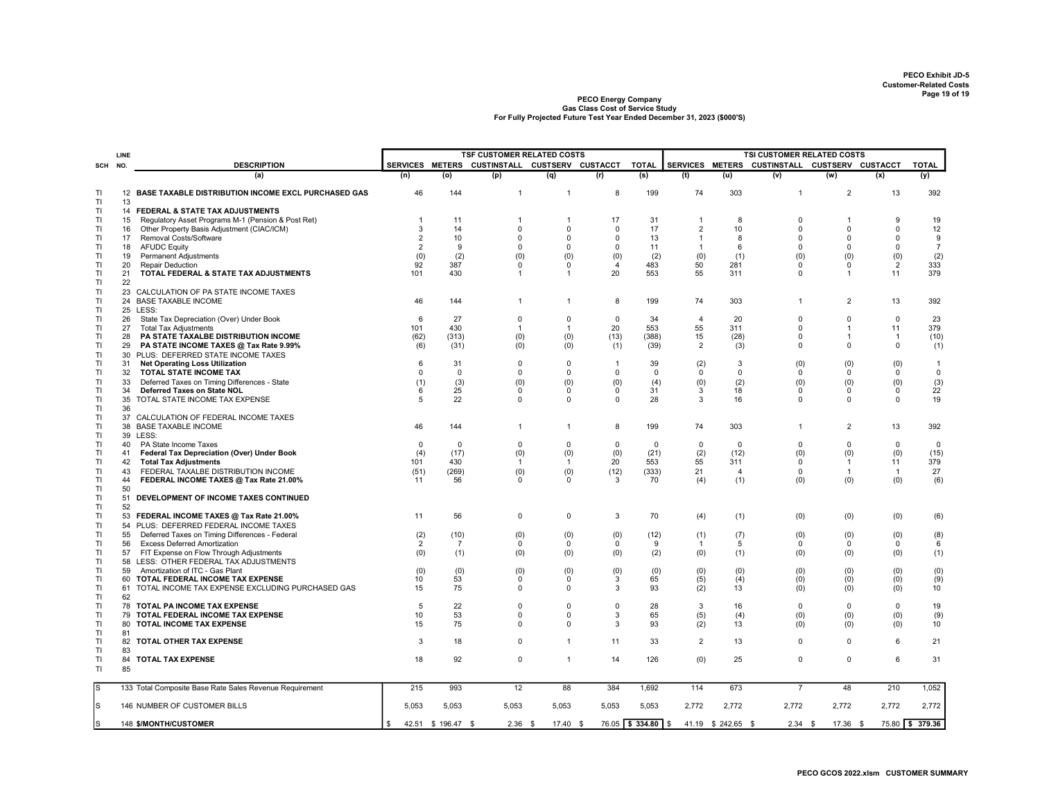PECO Exhibit JD-5
Customer-Related Costs

**PECO Energy Company**
**Gas Class Cost of Service Study**
**For Fully Projected Future Test Year Ended December 31, 2023 ($000'S)**

| SCH | LINE NO. | DESCRIPTION | TSF CUSTOMER RELATED COSTS | | | | | | TSI CUSTOMER RELATED COSTS | | | | | |
|---|---|---|---|---|---|---|---|---|---|---|---|---|---|---|
| | | | SERVICES | METERS | CUSTINSTALL | CUSTSERV | CUSTACCT | TOTAL | SERVICES | METERS | CUSTINSTALL | CUSTSERV | CUSTACCT | TOTAL |
| | | (a) | (n) | (o) | (p) | (q) | (r) | (s) | (t) | (u) | (v) | (w) | (x) | (y) |
| TI | 12 | **BASE TAXABLE DISTRIBUTION INCOME EXCL PURCHASED GAS** | 46 | 144 | 1 | 1 | 8 | 199 | 74 | 303 | 1 | 2 | 13 | 392 |
| TI | 13 | | | | | | | | | | | | | |
| TI | 14 | **FEDERAL & STATE TAX ADJUSTMENTS** | | | | | | | | | | | | |
| TI | 15 | Regulatory Asset Programs M-1 (Pension & Post Ret) | 1 | 11 | 1 | 1 | 17 | 31 | 1 | 8 | 0 | 1 | 9 | 19 |
| TI | 16 | Other Property Basis Adjustment (CIAC/ICM) | 3 | 14 | 0 | 0 | 0 | 17 | 2 | 10 | 0 | 0 | 0 | 12 |
| TI | 17 | Removal Costs/Software | 2 | 10 | 0 | 0 | 0 | 13 | 1 | 8 | 0 | 0 | 0 | 9 |
| TI | 18 | AFUDC Equity | 2 | 9 | 0 | 0 | 0 | 11 | 1 | 6 | 0 | 0 | 0 | 7 |
| TI | 19 | Permanent Adjustments | (0) | (2) | (0) | (0) | (0) | (2) | (0) | (1) | (0) | (0) | (0) | (2) |
| TI | 20 | Repair Deduction | 92 | 387 | 0 | 0 | 4 | 483 | 50 | 281 | 0 | 0 | 2 | 333 |
| TI | 21 | **TOTAL FEDERAL & STATE TAX ADJUSTMENTS** | 101 | 430 | 1 | 1 | 20 | 553 | 55 | 311 | 0 | 1 | 11 | 379 |
| TI | 22 | | | | | | | | | | | | | |
| TI | 23 | CALCULATION OF PA STATE INCOME TAXES | | | | | | | | | | | | |
| TI | 24 | BASE TAXABLE INCOME | 46 | 144 | 1 | 1 | 8 | 199 | 74 | 303 | 1 | 2 | 13 | 392 |
| TI | 25 | LESS: | | | | | | | | | | | | |
| TI | 26 | State Tax Depreciation (Over) Under Book | 6 | 27 | 0 | 0 | 0 | 34 | 4 | 20 | 0 | 0 | 0 | 23 |
| TI | 27 | Total Tax Adjustments | 101 | 430 | 1 | 1 | 20 | 553 | 55 | 311 | 0 | 1 | 11 | 379 |
| TI | 28 | **PA STATE TAXALBE DISTRIBUTION INCOME** | (62) | (313) | (0) | (0) | (13) | (388) | 15 | (28) | 0 | 1 | 1 | (10) |
| TI | 29 | **PA STATE INCOME TAXES @ Tax Rate 9.99%** | (6) | (31) | (0) | (0) | (1) | (39) | 2 | (3) | 0 | 0 | 0 | (1) |
| TI | 30 | PLUS: DEFERRED STATE INCOME TAXES | | | | | | | | | | | | |
| TI | 31 | **Net Operating Loss Utilization** | 6 | 31 | 0 | 0 | 1 | 39 | (2) | 3 | (0) | (0) | (0) | 1 |
| TI | 32 | **TOTAL STATE INCOME TAX** | 0 | 0 | 0 | 0 | 0 | 0 | 0 | 0 | 0 | 0 | 0 | 0 |
| TI | 33 | Deferred Taxes on Timing Differences - State | (1) | (3) | (0) | (0) | (0) | (4) | (0) | (2) | (0) | (0) | (0) | (3) |
| TI | 34 | **Deferred Taxes on State NOL** | 6 | 25 | 0 | 0 | 0 | 31 | 3 | 18 | 0 | 0 | 0 | 22 |
| TI | 35 | TOTAL STATE INCOME TAX EXPENSE | 5 | 22 | 0 | 0 | 0 | 28 | 3 | 16 | 0 | 0 | 0 | 19 |
| TI | 36 | | | | | | | | | | | | | |
| TI | 37 | CALCULATION OF FEDERAL INCOME TAXES | | | | | | | | | | | | |
| TI | 38 | BASE TAXABLE INCOME | 46 | 144 | 1 | 1 | 8 | 199 | 74 | 303 | 1 | 2 | 13 | 392 |
| TI | 39 | LESS: | | | | | | | | | | | | |
| TI | 40 | PA State Income Taxes | 0 | 0 | 0 | 0 | 0 | 0 | 0 | 0 | 0 | 0 | 0 | 0 |
| TI | 41 | **Federal Tax Depreciation (Over) Under Book** | (4) | (17) | (0) | (0) | (0) | (21) | (2) | (12) | (0) | (0) | (0) | (15) |
| TI | 42 | **Total Tax Adjustments** | 101 | 430 | 1 | 1 | 20 | 553 | 55 | 311 | 0 | 1 | 11 | 379 |
| TI | 43 | FEDERAL TAXALBE DISTRIBUTION INCOME | (51) | (269) | (0) | (0) | (12) | (333) | 21 | 4 | 0 | 1 | 1 | 27 |
| TI | 44 | **FEDERAL INCOME TAXES @ Tax Rate 21.00%** | 11 | 56 | 0 | 0 | 3 | 70 | (4) | (1) | (0) | (0) | (0) | (6) |
| TI | 50 | | | | | | | | | | | | | |
| TI | 51 | **DEVELOPMENT OF INCOME TAXES CONTINUED** | | | | | | | | | | | | |
| TI | 52 | | | | | | | | | | | | | |
| TI | 53 | **FEDERAL INCOME TAXES @ Tax Rate 21.00%** | 11 | 56 | 0 | 0 | 3 | 70 | (4) | (1) | (0) | (0) | (0) | (6) |
| TI | 54 | PLUS: DEFERRED FEDERAL INCOME TAXES | | | | | | | | | | | | |
| TI | 55 | Deferred Taxes on Timing Differences - Federal | (2) | (10) | (0) | (0) | (0) | (12) | (1) | (7) | (0) | (0) | (0) | (8) |
| TI | 56 | Excess Deferred Amortization | 2 | 7 | 0 | 0 | 0 | 9 | 1 | 5 | 0 | 0 | 0 | 6 |
| TI | 57 | FIT Expense on Flow Through Adjustments | (0) | (1) | (0) | (0) | (0) | (2) | (0) | (1) | (0) | (0) | (0) | (1) |
| TI | 58 | LESS: OTHER FEDERAL TAX ADJUSTMENTS | | | | | | | | | | | | |
| TI | 59 | Amortization of ITC - Gas Plant | (0) | (0) | (0) | (0) | (0) | (0) | (0) | (0) | (0) | (0) | (0) | (0) |
| TI | 60 | **TOTAL FEDERAL INCOME TAX EXPENSE** | 10 | 53 | 0 | 0 | 3 | 65 | (5) | (4) | (0) | (0) | (0) | (9) |
| TI | 61 | TOTAL INCOME TAX EXPENSE EXCLUDING PURCHASED GAS | 15 | 75 | 0 | 0 | 3 | 93 | (2) | 13 | (0) | (0) | (0) | 10 |
| TI | 62 | | | | | | | | | | | | | |
| TI | 78 | **TOTAL PA INCOME TAX EXPENSE** | 5 | 22 | 0 | 0 | 0 | 28 | 3 | 16 | 0 | 0 | 0 | 19 |
| TI | 79 | **TOTAL FEDERAL INCOME TAX EXPENSE** | 10 | 53 | 0 | 0 | 3 | 65 | (5) | (4) | (0) | (0) | (0) | (9) |
| TI | 80 | **TOTAL INCOME TAX EXPENSE** | 15 | 75 | 0 | 0 | 3 | 93 | (2) | 13 | (0) | (0) | (0) | 10 |
| TI | 81 | | | | | | | | | | | | | |
| TI | 82 | **TOTAL OTHER TAX EXPENSE** | 3 | 18 | 0 | 1 | 11 | 33 | 2 | 13 | 0 | 0 | 6 | 21 |
| TI | 83 | | | | | | | | | | | | | |
| TI | 84 | **TOTAL TAX EXPENSE** | 18 | 92 | 0 | 1 | 14 | 126 | (0) | 25 | 0 | 0 | 6 | 31 |
| TI | 85 | | | | | | | | | | | | | |
| S | 133 | Total Composite Base Rate Sales Revenue Requirement | 215 | 993 | 12 | 88 | 384 | 1,692 | 114 | 673 | 7 | 48 | 210 | 1,052 |
| S | 146 | NUMBER OF CUSTOMER BILLS | 5,053 | 5,053 | 5,053 | 5,053 | 5,053 | 5,053 | 2,772 | 2,772 | 2,772 | 2,772 | 2,772 | 2,772 |
| S | 148 | **$/MONTH/CUSTOMER** | $ 42.51 | $ 196.47 | $ 2.36 | $ 17.40 | $ 76.05 | **$ 334.80** | $ 41.19 | $ 242.65 | $ 2.34 | $ 17.36 | $ 75.80 | **$ 379.36** |

PECO GCOS 2022.xlsm CUSTOMER SUMMARY